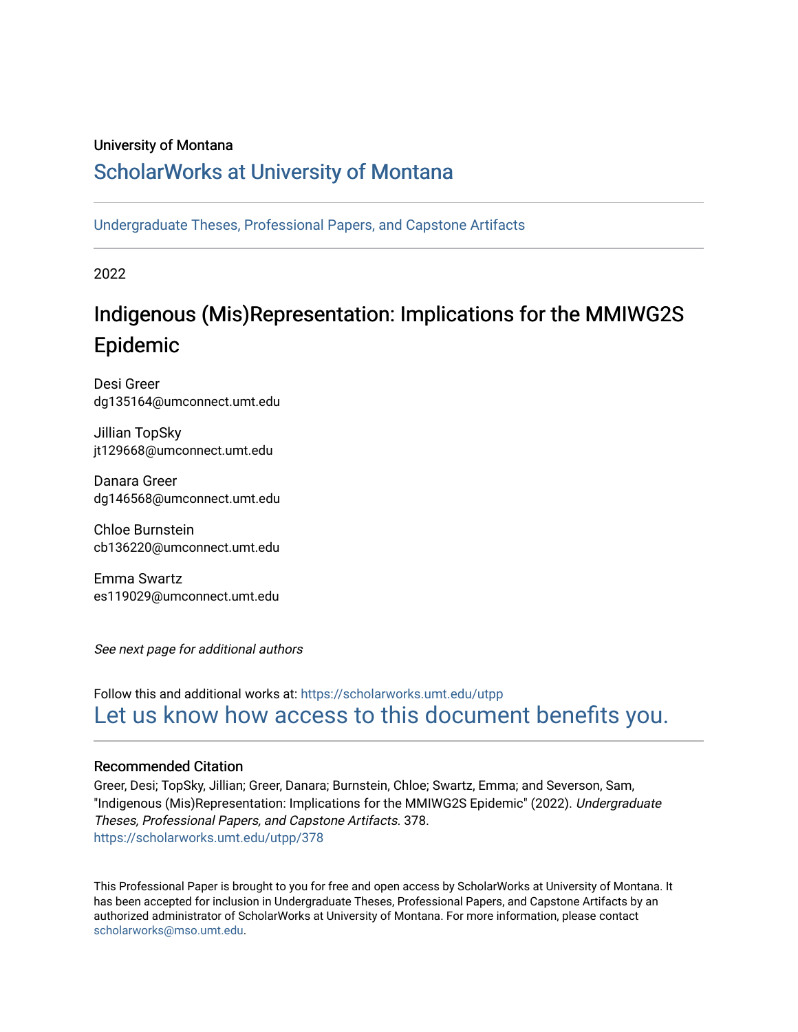University of Montana

# ScholarWorks at University of Montana

Undergraduate Theses, Professional Papers, and Capstone Artifacts

2022

## Indigenous (Mis)Representation: Implications for the MMIWG2S Epidemic

Desi Greer
dg135164@umconnect.umt.edu

Jillian TopSky
jt129668@umconnect.umt.edu

Danara Greer
dg146568@umconnect.umt.edu

Chloe Burnstein
cb136220@umconnect.umt.edu

Emma Swartz
es119029@umconnect.umt.edu

*See next page for additional authors*

Follow this and additional works at: https://scholarworks.umt.edu/utpp

Let us know how access to this document benefits you.

### Recommended Citation

Greer, Desi; TopSky, Jillian; Greer, Danara; Burnstein, Chloe; Swartz, Emma; and Severson, Sam, "Indigenous (Mis)Representation: Implications for the MMIWG2S Epidemic" (2022). *Undergraduate Theses, Professional Papers, and Capstone Artifacts*. 378.
https://scholarworks.umt.edu/utpp/378

This Professional Paper is brought to you for free and open access by ScholarWorks at University of Montana. It has been accepted for inclusion in Undergraduate Theses, Professional Papers, and Capstone Artifacts by an authorized administrator of ScholarWorks at University of Montana. For more information, please contact scholarworks@mso.umt.edu.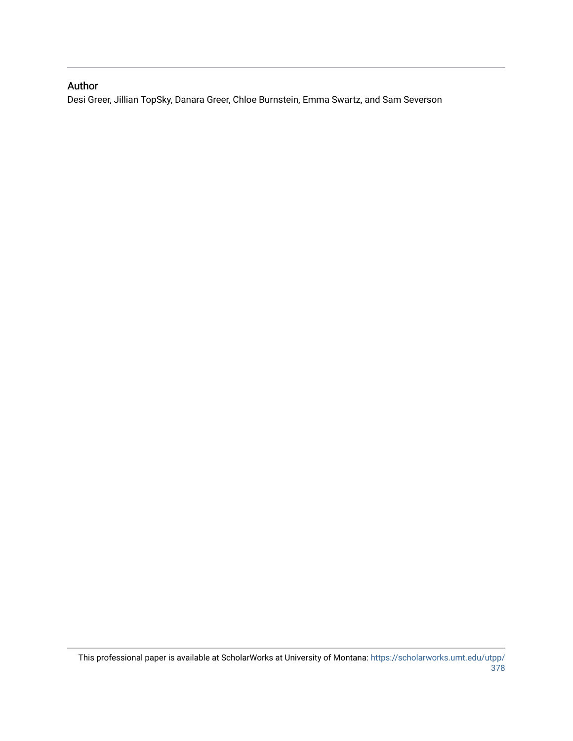## Author

Desi Greer, Jillian TopSky, Danara Greer, Chloe Burnstein, Emma Swartz, and Sam Severson

This professional paper is available at ScholarWorks at University of Montana: https://scholarworks.umt.edu/utpp/378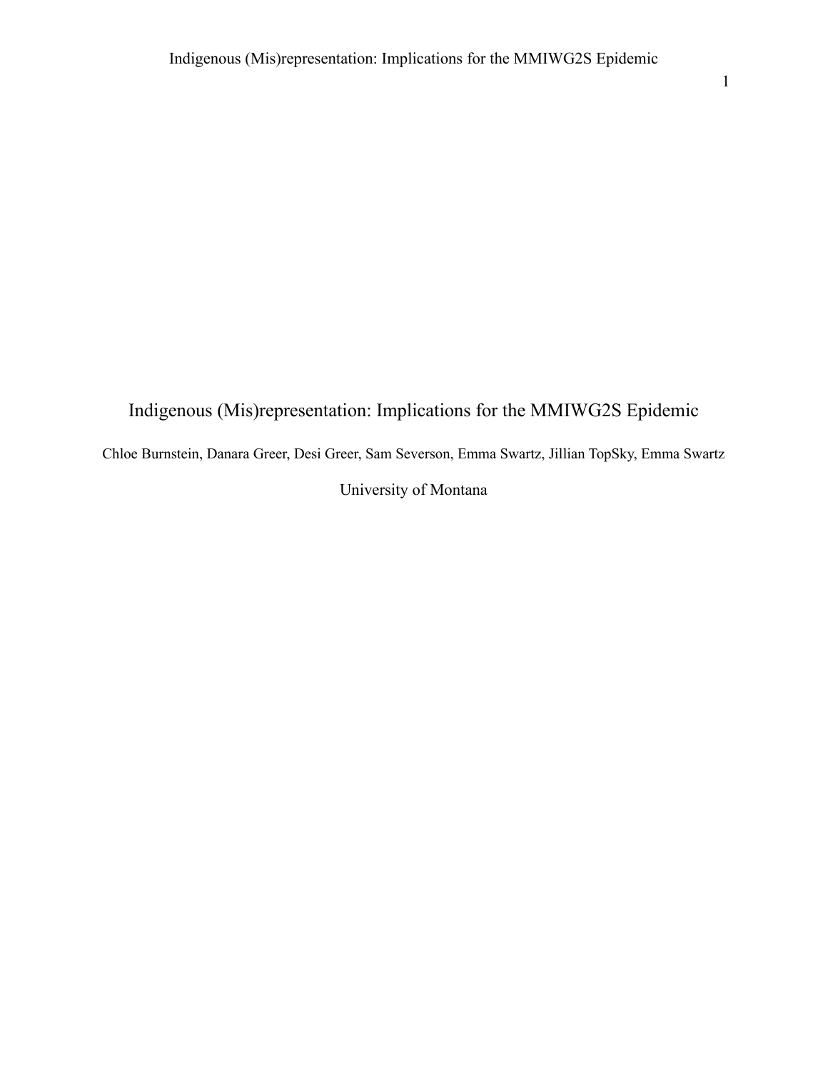# Indigenous (Mis)representation: Implications for the MMIWG2S Epidemic

Chloe Burnstein, Danara Greer, Desi Greer, Sam Severson, Emma Swartz, Jillian TopSky, Emma Swartz

University of Montana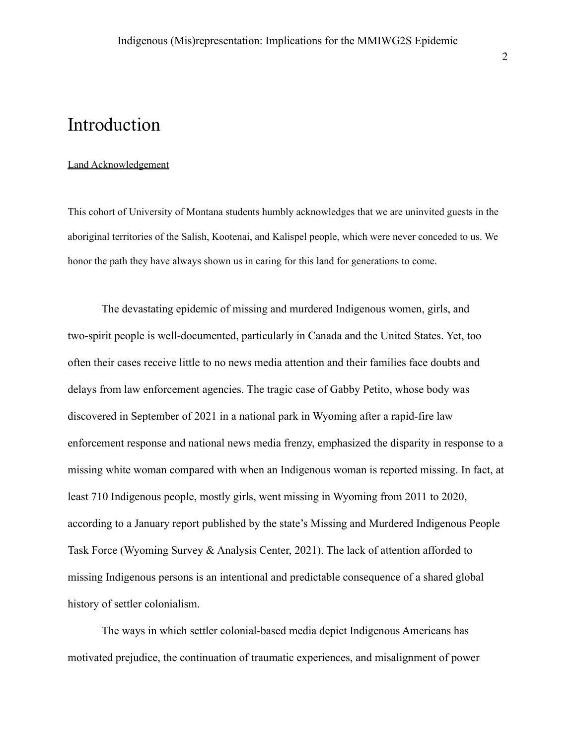# Introduction

Land Acknowledgement

This cohort of University of Montana students humbly acknowledges that we are uninvited guests in the aboriginal territories of the Salish, Kootenai, and Kalispel people, which were never conceded to us. We honor the path they have always shown us in caring for this land for generations to come.

The devastating epidemic of missing and murdered Indigenous women, girls, and two-spirit people is well-documented, particularly in Canada and the United States. Yet, too often their cases receive little to no news media attention and their families face doubts and delays from law enforcement agencies. The tragic case of Gabby Petito, whose body was discovered in September of 2021 in a national park in Wyoming after a rapid-fire law enforcement response and national news media frenzy, emphasized the disparity in response to a missing white woman compared with when an Indigenous woman is reported missing. In fact, at least 710 Indigenous people, mostly girls, went missing in Wyoming from 2011 to 2020, according to a January report published by the state's Missing and Murdered Indigenous People Task Force (Wyoming Survey & Analysis Center, 2021). The lack of attention afforded to missing Indigenous persons is an intentional and predictable consequence of a shared global history of settler colonialism.

The ways in which settler colonial-based media depict Indigenous Americans has motivated prejudice, the continuation of traumatic experiences, and misalignment of power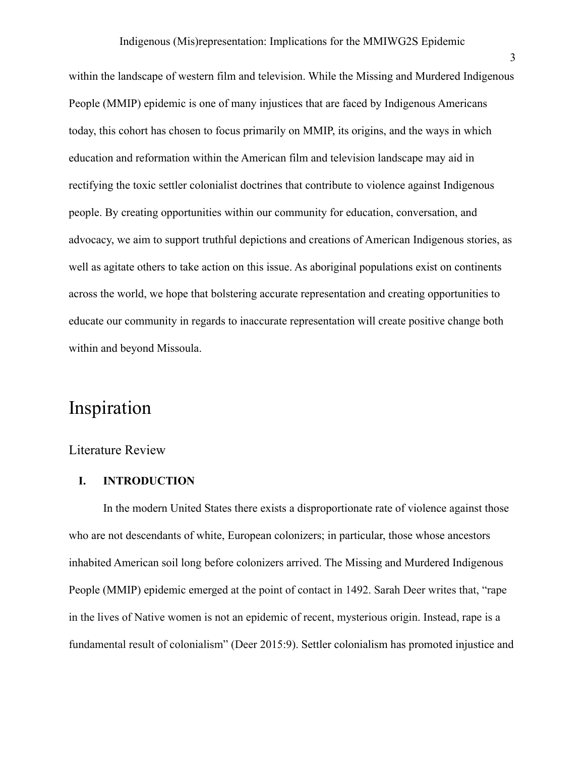within the landscape of western film and television. While the Missing and Murdered Indigenous People (MMIP) epidemic is one of many injustices that are faced by Indigenous Americans today, this cohort has chosen to focus primarily on MMIP, its origins, and the ways in which education and reformation within the American film and television landscape may aid in rectifying the toxic settler colonialist doctrines that contribute to violence against Indigenous people. By creating opportunities within our community for education, conversation, and advocacy, we aim to support truthful depictions and creations of American Indigenous stories, as well as agitate others to take action on this issue. As aboriginal populations exist on continents across the world, we hope that bolstering accurate representation and creating opportunities to educate our community in regards to inaccurate representation will create positive change both within and beyond Missoula.

# Inspiration

## Literature Review

### I. INTRODUCTION

In the modern United States there exists a disproportionate rate of violence against those who are not descendants of white, European colonizers; in particular, those whose ancestors inhabited American soil long before colonizers arrived. The Missing and Murdered Indigenous People (MMIP) epidemic emerged at the point of contact in 1492. Sarah Deer writes that, "rape in the lives of Native women is not an epidemic of recent, mysterious origin. Instead, rape is a fundamental result of colonialism" (Deer 2015:9). Settler colonialism has promoted injustice and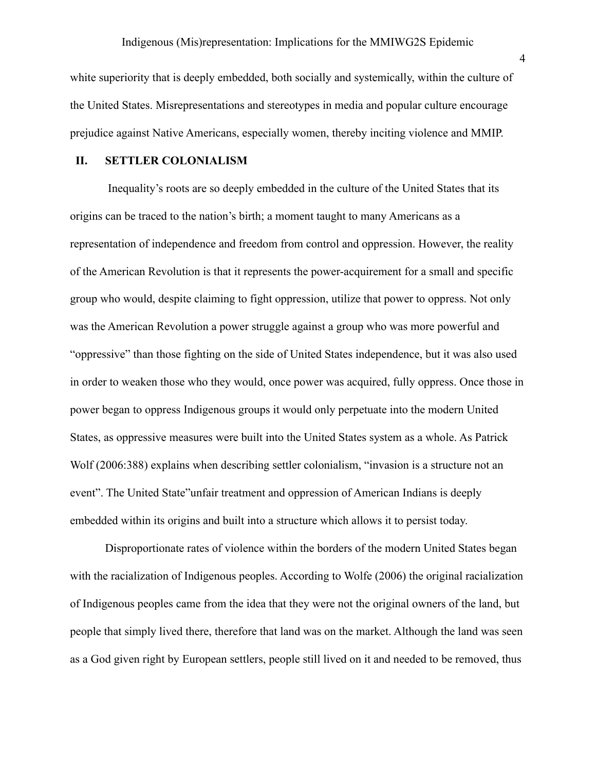white superiority that is deeply embedded, both socially and systemically, within the culture of the United States. Misrepresentations and stereotypes in media and popular culture encourage prejudice against Native Americans, especially women, thereby inciting violence and MMIP.

## II. SETTLER COLONIALISM

Inequality's roots are so deeply embedded in the culture of the United States that its origins can be traced to the nation's birth; a moment taught to many Americans as a representation of independence and freedom from control and oppression. However, the reality of the American Revolution is that it represents the power-acquirement for a small and specific group who would, despite claiming to fight oppression, utilize that power to oppress. Not only was the American Revolution a power struggle against a group who was more powerful and "oppressive" than those fighting on the side of United States independence, but it was also used in order to weaken those who they would, once power was acquired, fully oppress. Once those in power began to oppress Indigenous groups it would only perpetuate into the modern United States, as oppressive measures were built into the United States system as a whole. As Patrick Wolf (2006:388) explains when describing settler colonialism, "invasion is a structure not an event". The United State"unfair treatment and oppression of American Indians is deeply embedded within its origins and built into a structure which allows it to persist today.

Disproportionate rates of violence within the borders of the modern United States began with the racialization of Indigenous peoples. According to Wolfe (2006) the original racialization of Indigenous peoples came from the idea that they were not the original owners of the land, but people that simply lived there, therefore that land was on the market. Although the land was seen as a God given right by European settlers, people still lived on it and needed to be removed, thus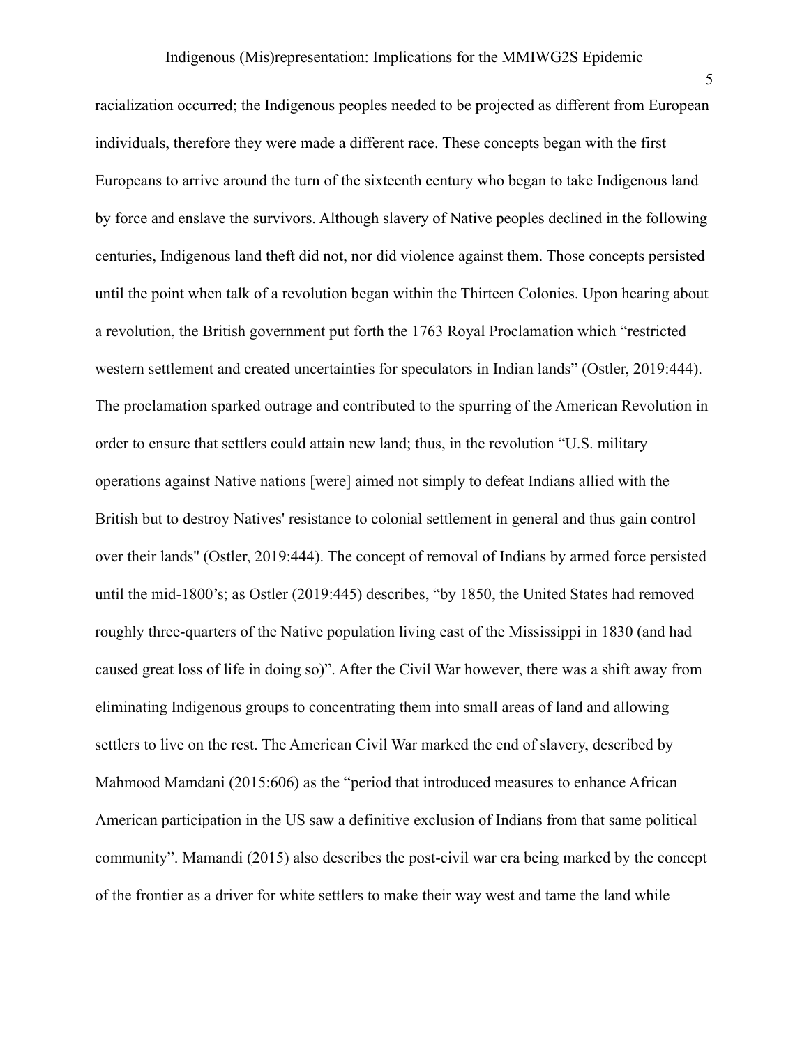racialization occurred; the Indigenous peoples needed to be projected as different from European individuals, therefore they were made a different race. These concepts began with the first Europeans to arrive around the turn of the sixteenth century who began to take Indigenous land by force and enslave the survivors. Although slavery of Native peoples declined in the following centuries, Indigenous land theft did not, nor did violence against them. Those concepts persisted until the point when talk of a revolution began within the Thirteen Colonies. Upon hearing about a revolution, the British government put forth the 1763 Royal Proclamation which "restricted western settlement and created uncertainties for speculators in Indian lands" (Ostler, 2019:444). The proclamation sparked outrage and contributed to the spurring of the American Revolution in order to ensure that settlers could attain new land; thus, in the revolution "U.S. military operations against Native nations [were] aimed not simply to defeat Indians allied with the British but to destroy Natives' resistance to colonial settlement in general and thus gain control over their lands'' (Ostler, 2019:444). The concept of removal of Indians by armed force persisted until the mid-1800's; as Ostler (2019:445) describes, "by 1850, the United States had removed roughly three-quarters of the Native population living east of the Mississippi in 1830 (and had caused great loss of life in doing so)". After the Civil War however, there was a shift away from eliminating Indigenous groups to concentrating them into small areas of land and allowing settlers to live on the rest. The American Civil War marked the end of slavery, described by Mahmood Mamdani (2015:606) as the "period that introduced measures to enhance African American participation in the US saw a definitive exclusion of Indians from that same political community". Mamandi (2015) also describes the post-civil war era being marked by the concept of the frontier as a driver for white settlers to make their way west and tame the land while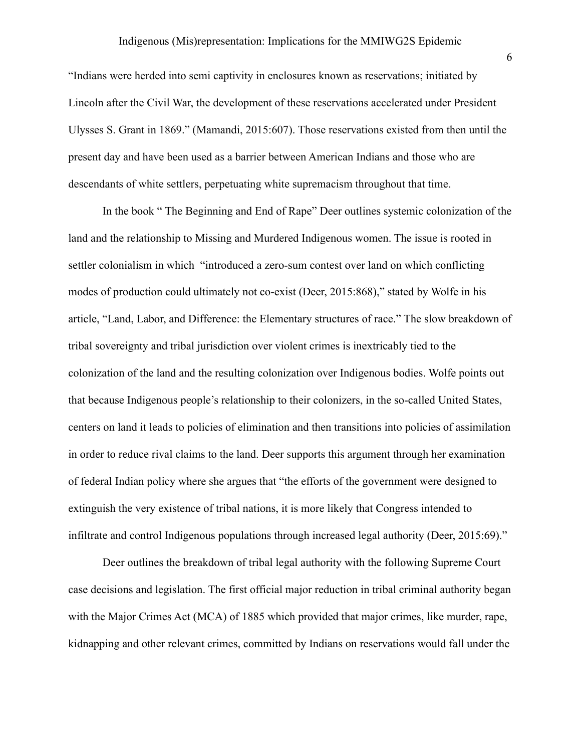"Indians were herded into semi captivity in enclosures known as reservations; initiated by Lincoln after the Civil War, the development of these reservations accelerated under President Ulysses S. Grant in 1869." (Mamandi, 2015:607). Those reservations existed from then until the present day and have been used as a barrier between American Indians and those who are descendants of white settlers, perpetuating white supremacism throughout that time.

In the book " The Beginning and End of Rape" Deer outlines systemic colonization of the land and the relationship to Missing and Murdered Indigenous women. The issue is rooted in settler colonialism in which "introduced a zero-sum contest over land on which conflicting modes of production could ultimately not co-exist (Deer, 2015:868)," stated by Wolfe in his article, "Land, Labor, and Difference: the Elementary structures of race." The slow breakdown of tribal sovereignty and tribal jurisdiction over violent crimes is inextricably tied to the colonization of the land and the resulting colonization over Indigenous bodies. Wolfe points out that because Indigenous people's relationship to their colonizers, in the so-called United States, centers on land it leads to policies of elimination and then transitions into policies of assimilation in order to reduce rival claims to the land. Deer supports this argument through her examination of federal Indian policy where she argues that "the efforts of the government were designed to extinguish the very existence of tribal nations, it is more likely that Congress intended to infiltrate and control Indigenous populations through increased legal authority (Deer, 2015:69)."

Deer outlines the breakdown of tribal legal authority with the following Supreme Court case decisions and legislation. The first official major reduction in tribal criminal authority began with the Major Crimes Act (MCA) of 1885 which provided that major crimes, like murder, rape, kidnapping and other relevant crimes, committed by Indians on reservations would fall under the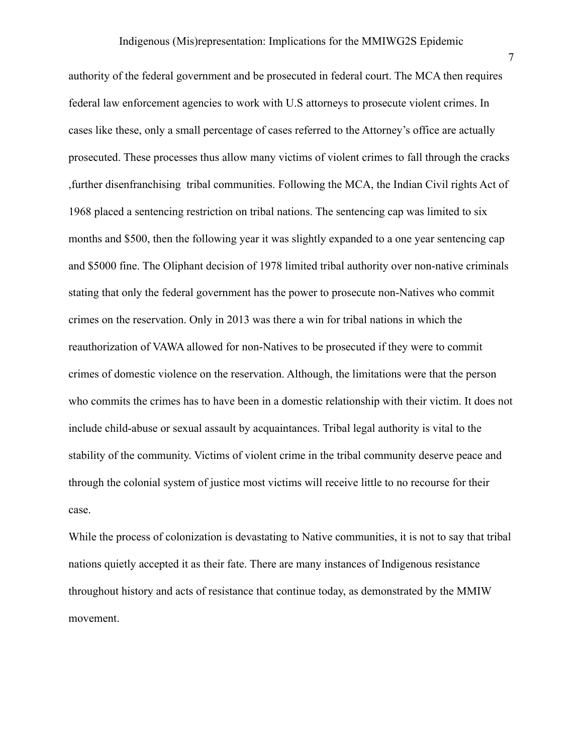authority of the federal government and be prosecuted in federal court. The MCA then requires federal law enforcement agencies to work with U.S attorneys to prosecute violent crimes. In cases like these, only a small percentage of cases referred to the Attorney's office are actually prosecuted. These processes thus allow many victims of violent crimes to fall through the cracks ,further disenfranchising  tribal communities. Following the MCA, the Indian Civil rights Act of 1968 placed a sentencing restriction on tribal nations. The sentencing cap was limited to six months and $500, then the following year it was slightly expanded to a one year sentencing cap and $5000 fine. The Oliphant decision of 1978 limited tribal authority over non-native criminals stating that only the federal government has the power to prosecute non-Natives who commit crimes on the reservation. Only in 2013 was there a win for tribal nations in which the reauthorization of VAWA allowed for non-Natives to be prosecuted if they were to commit crimes of domestic violence on the reservation. Although, the limitations were that the person who commits the crimes has to have been in a domestic relationship with their victim. It does not include child-abuse or sexual assault by acquaintances. Tribal legal authority is vital to the stability of the community. Victims of violent crime in the tribal community deserve peace and through the colonial system of justice most victims will receive little to no recourse for their case.

While the process of colonization is devastating to Native communities, it is not to say that tribal nations quietly accepted it as their fate. There are many instances of Indigenous resistance throughout history and acts of resistance that continue today, as demonstrated by the MMIW movement.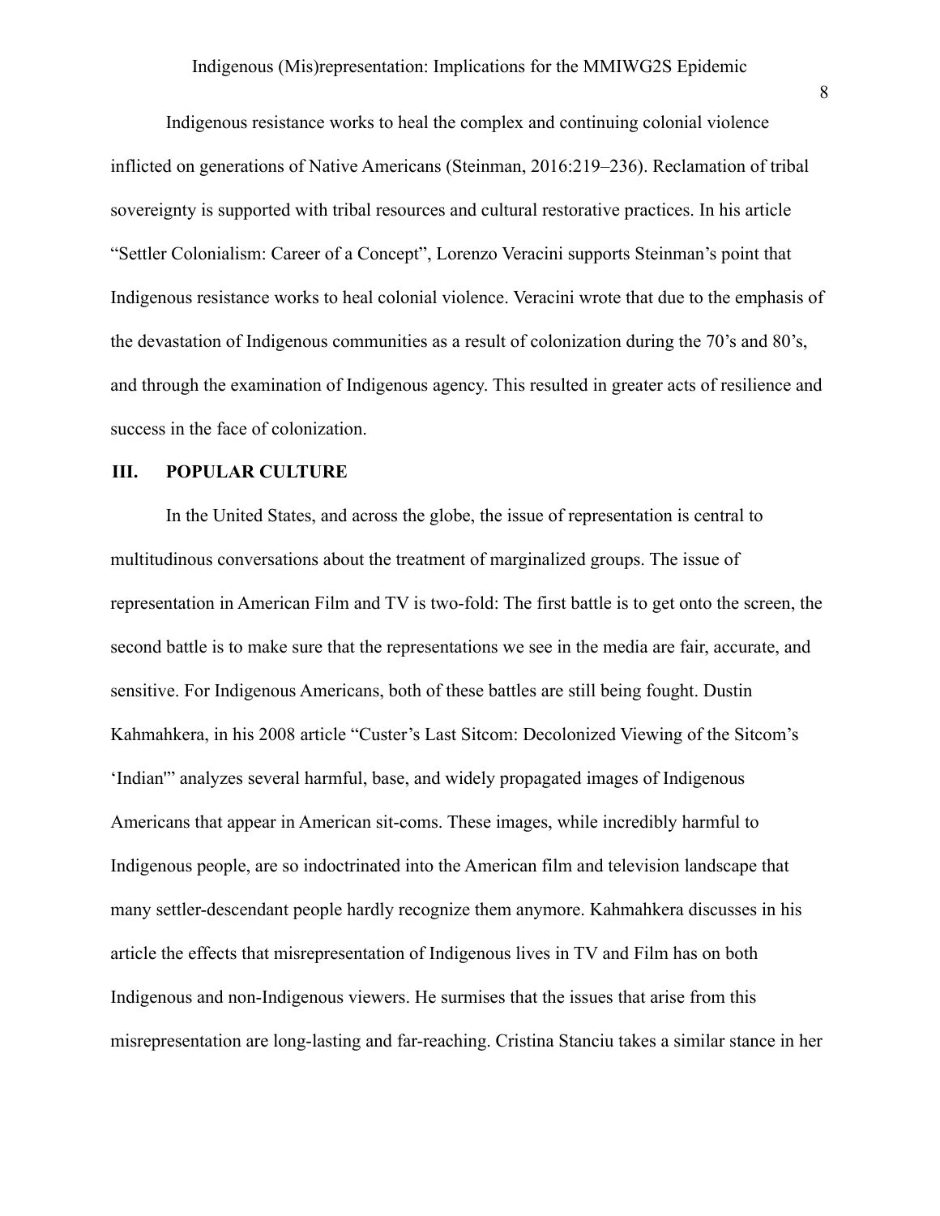Indigenous resistance works to heal the complex and continuing colonial violence inflicted on generations of Native Americans (Steinman, 2016:219–236). Reclamation of tribal sovereignty is supported with tribal resources and cultural restorative practices. In his article "Settler Colonialism: Career of a Concept", Lorenzo Veracini supports Steinman's point that Indigenous resistance works to heal colonial violence. Veracini wrote that due to the emphasis of the devastation of Indigenous communities as a result of colonization during the 70's and 80's, and through the examination of Indigenous agency. This resulted in greater acts of resilience and success in the face of colonization.

## III. POPULAR CULTURE

In the United States, and across the globe, the issue of representation is central to multitudinous conversations about the treatment of marginalized groups. The issue of representation in American Film and TV is two-fold: The first battle is to get onto the screen, the second battle is to make sure that the representations we see in the media are fair, accurate, and sensitive. For Indigenous Americans, both of these battles are still being fought. Dustin Kahmahkera, in his 2008 article "Custer's Last Sitcom: Decolonized Viewing of the Sitcom's 'Indian'" analyzes several harmful, base, and widely propagated images of Indigenous Americans that appear in American sit-coms. These images, while incredibly harmful to Indigenous people, are so indoctrinated into the American film and television landscape that many settler-descendant people hardly recognize them anymore. Kahmahkera discusses in his article the effects that misrepresentation of Indigenous lives in TV and Film has on both Indigenous and non-Indigenous viewers. He surmises that the issues that arise from this misrepresentation are long-lasting and far-reaching. Cristina Stanciu takes a similar stance in her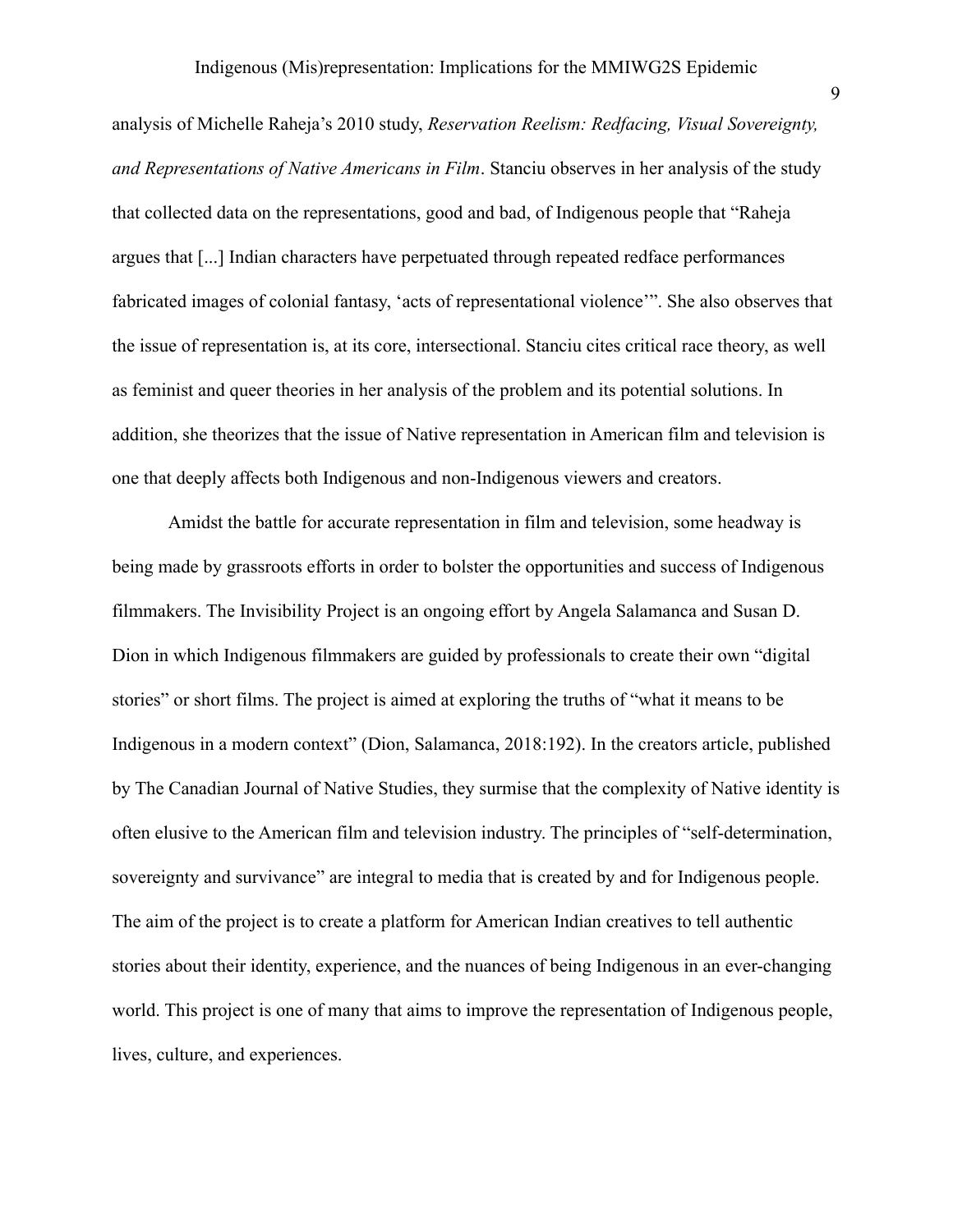analysis of Michelle Raheja's 2010 study, *Reservation Reelism: Redfacing, Visual Sovereignty, and Representations of Native Americans in Film*. Stanciu observes in her analysis of the study that collected data on the representations, good and bad, of Indigenous people that "Raheja argues that [...] Indian characters have perpetuated through repeated redface performances fabricated images of colonial fantasy, 'acts of representational violence'". She also observes that the issue of representation is, at its core, intersectional. Stanciu cites critical race theory, as well as feminist and queer theories in her analysis of the problem and its potential solutions. In addition, she theorizes that the issue of Native representation in American film and television is one that deeply affects both Indigenous and non-Indigenous viewers and creators.

Amidst the battle for accurate representation in film and television, some headway is being made by grassroots efforts in order to bolster the opportunities and success of Indigenous filmmakers. The Invisibility Project is an ongoing effort by Angela Salamanca and Susan D. Dion in which Indigenous filmmakers are guided by professionals to create their own "digital stories" or short films. The project is aimed at exploring the truths of "what it means to be Indigenous in a modern context" (Dion, Salamanca, 2018:192). In the creators article, published by The Canadian Journal of Native Studies, they surmise that the complexity of Native identity is often elusive to the American film and television industry. The principles of "self-determination, sovereignty and survivance" are integral to media that is created by and for Indigenous people. The aim of the project is to create a platform for American Indian creatives to tell authentic stories about their identity, experience, and the nuances of being Indigenous in an ever-changing world. This project is one of many that aims to improve the representation of Indigenous people, lives, culture, and experiences.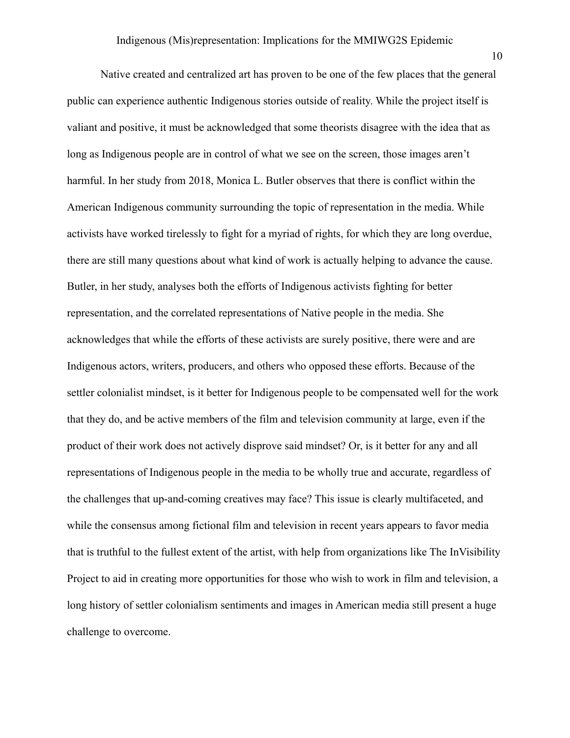Native created and centralized art has proven to be one of the few places that the general public can experience authentic Indigenous stories outside of reality. While the project itself is valiant and positive, it must be acknowledged that some theorists disagree with the idea that as long as Indigenous people are in control of what we see on the screen, those images aren't harmful. In her study from 2018, Monica L. Butler observes that there is conflict within the American Indigenous community surrounding the topic of representation in the media. While activists have worked tirelessly to fight for a myriad of rights, for which they are long overdue, there are still many questions about what kind of work is actually helping to advance the cause. Butler, in her study, analyses both the efforts of Indigenous activists fighting for better representation, and the correlated representations of Native people in the media. She acknowledges that while the efforts of these activists are surely positive, there were and are Indigenous actors, writers, producers, and others who opposed these efforts. Because of the settler colonialist mindset, is it better for Indigenous people to be compensated well for the work that they do, and be active members of the film and television community at large, even if the product of their work does not actively disprove said mindset? Or, is it better for any and all representations of Indigenous people in the media to be wholly true and accurate, regardless of the challenges that up-and-coming creatives may face? This issue is clearly multifaceted, and while the consensus among fictional film and television in recent years appears to favor media that is truthful to the fullest extent of the artist, with help from organizations like The InVisibility Project to aid in creating more opportunities for those who wish to work in film and television, a long history of settler colonialism sentiments and images in American media still present a huge challenge to overcome.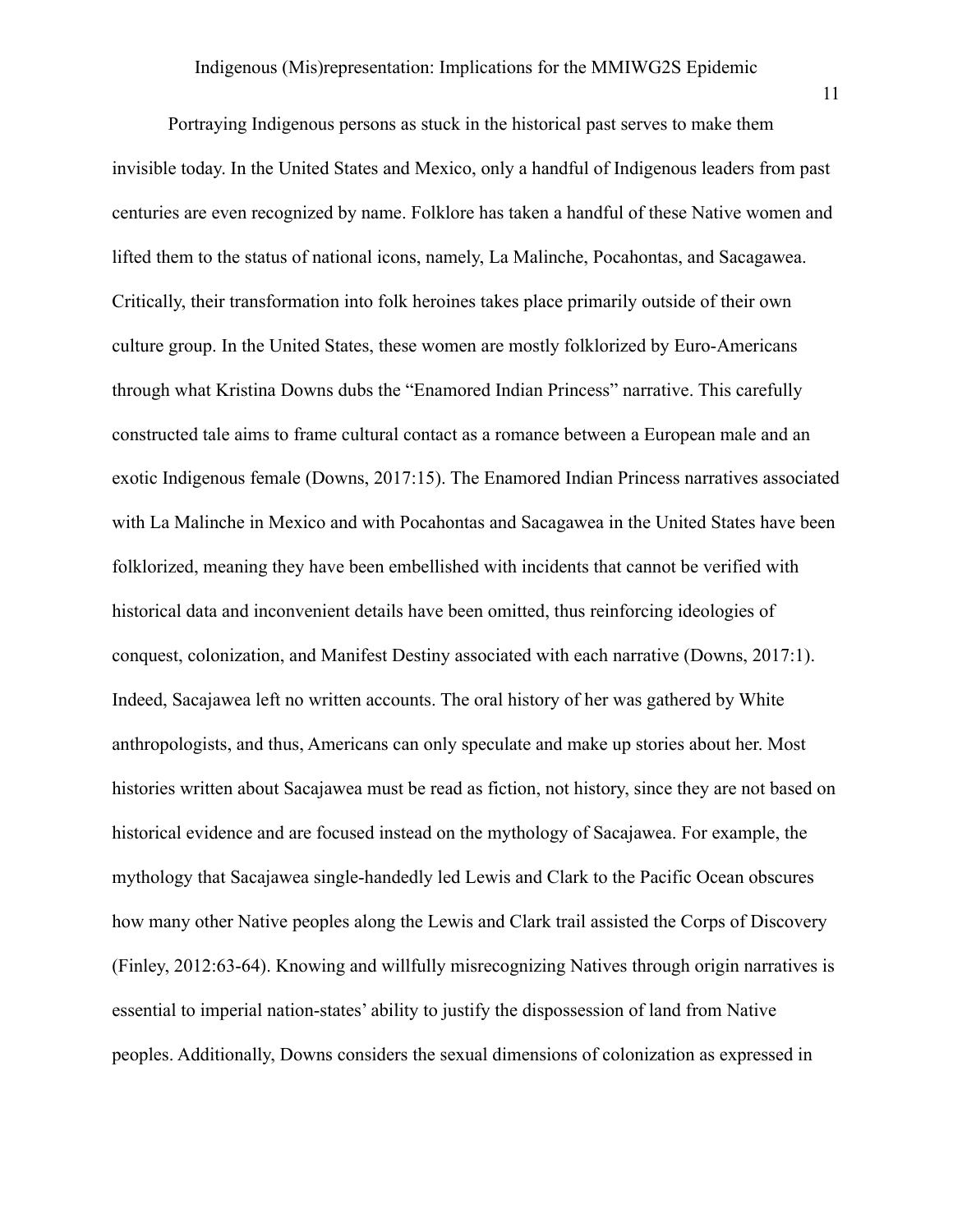Portraying Indigenous persons as stuck in the historical past serves to make them invisible today. In the United States and Mexico, only a handful of Indigenous leaders from past centuries are even recognized by name. Folklore has taken a handful of these Native women and lifted them to the status of national icons, namely, La Malinche, Pocahontas, and Sacagawea. Critically, their transformation into folk heroines takes place primarily outside of their own culture group. In the United States, these women are mostly folklorized by Euro-Americans through what Kristina Downs dubs the "Enamored Indian Princess" narrative. This carefully constructed tale aims to frame cultural contact as a romance between a European male and an exotic Indigenous female (Downs, 2017:15). The Enamored Indian Princess narratives associated with La Malinche in Mexico and with Pocahontas and Sacagawea in the United States have been folklorized, meaning they have been embellished with incidents that cannot be verified with historical data and inconvenient details have been omitted, thus reinforcing ideologies of conquest, colonization, and Manifest Destiny associated with each narrative (Downs, 2017:1). Indeed, Sacajawea left no written accounts. The oral history of her was gathered by White anthropologists, and thus, Americans can only speculate and make up stories about her. Most histories written about Sacajawea must be read as fiction, not history, since they are not based on historical evidence and are focused instead on the mythology of Sacajawea. For example, the mythology that Sacajawea single-handedly led Lewis and Clark to the Pacific Ocean obscures how many other Native peoples along the Lewis and Clark trail assisted the Corps of Discovery (Finley, 2012:63-64). Knowing and willfully misrecognizing Natives through origin narratives is essential to imperial nation-states' ability to justify the dispossession of land from Native peoples. Additionally, Downs considers the sexual dimensions of colonization as expressed in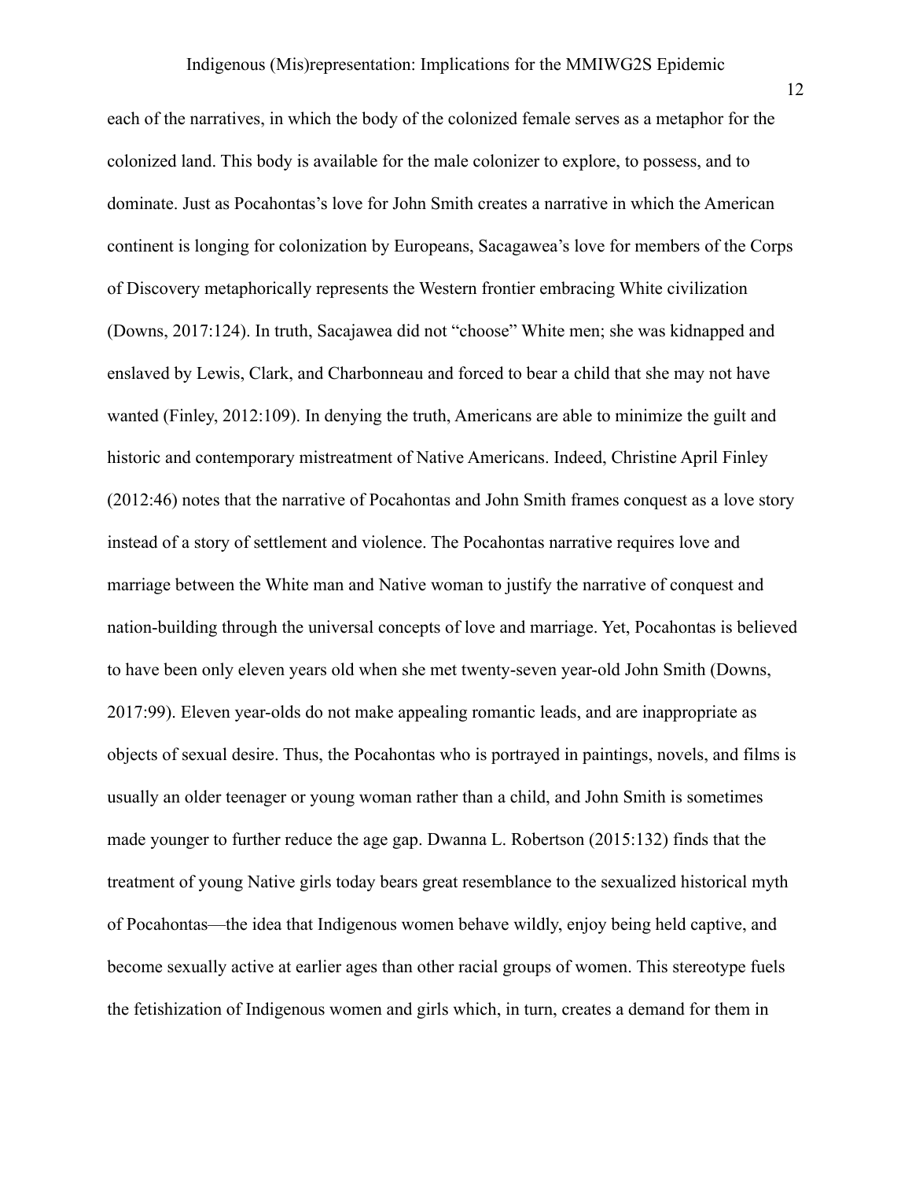each of the narratives, in which the body of the colonized female serves as a metaphor for the colonized land. This body is available for the male colonizer to explore, to possess, and to dominate. Just as Pocahontas's love for John Smith creates a narrative in which the American continent is longing for colonization by Europeans, Sacagawea's love for members of the Corps of Discovery metaphorically represents the Western frontier embracing White civilization (Downs, 2017:124). In truth, Sacajawea did not "choose" White men; she was kidnapped and enslaved by Lewis, Clark, and Charbonneau and forced to bear a child that she may not have wanted (Finley, 2012:109). In denying the truth, Americans are able to minimize the guilt and historic and contemporary mistreatment of Native Americans. Indeed, Christine April Finley (2012:46) notes that the narrative of Pocahontas and John Smith frames conquest as a love story instead of a story of settlement and violence. The Pocahontas narrative requires love and marriage between the White man and Native woman to justify the narrative of conquest and nation-building through the universal concepts of love and marriage. Yet, Pocahontas is believed to have been only eleven years old when she met twenty-seven year-old John Smith (Downs, 2017:99). Eleven year-olds do not make appealing romantic leads, and are inappropriate as objects of sexual desire. Thus, the Pocahontas who is portrayed in paintings, novels, and films is usually an older teenager or young woman rather than a child, and John Smith is sometimes made younger to further reduce the age gap. Dwanna L. Robertson (2015:132) finds that the treatment of young Native girls today bears great resemblance to the sexualized historical myth of Pocahontas—the idea that Indigenous women behave wildly, enjoy being held captive, and become sexually active at earlier ages than other racial groups of women. This stereotype fuels the fetishization of Indigenous women and girls which, in turn, creates a demand for them in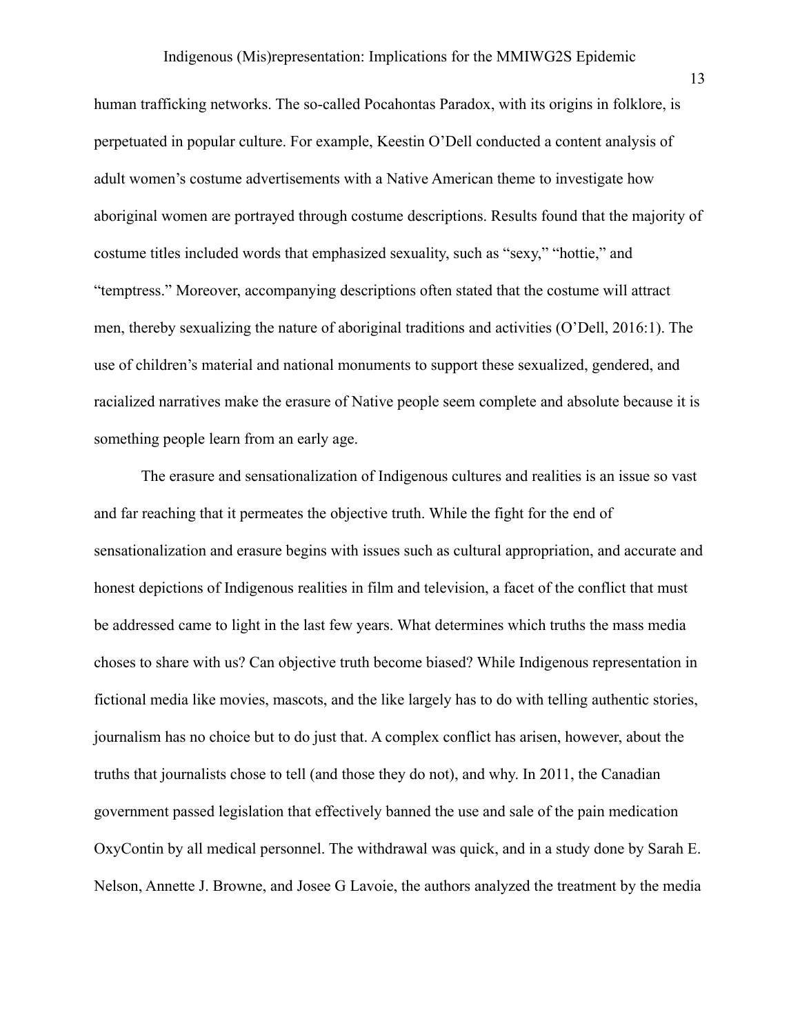human trafficking networks. The so-called Pocahontas Paradox, with its origins in folklore, is perpetuated in popular culture. For example, Keestin O'Dell conducted a content analysis of adult women's costume advertisements with a Native American theme to investigate how aboriginal women are portrayed through costume descriptions. Results found that the majority of costume titles included words that emphasized sexuality, such as "sexy," "hottie," and "temptress." Moreover, accompanying descriptions often stated that the costume will attract men, thereby sexualizing the nature of aboriginal traditions and activities (O'Dell, 2016:1). The use of children's material and national monuments to support these sexualized, gendered, and racialized narratives make the erasure of Native people seem complete and absolute because it is something people learn from an early age.

The erasure and sensationalization of Indigenous cultures and realities is an issue so vast and far reaching that it permeates the objective truth. While the fight for the end of sensationalization and erasure begins with issues such as cultural appropriation, and accurate and honest depictions of Indigenous realities in film and television, a facet of the conflict that must be addressed came to light in the last few years. What determines which truths the mass media choses to share with us? Can objective truth become biased? While Indigenous representation in fictional media like movies, mascots, and the like largely has to do with telling authentic stories, journalism has no choice but to do just that. A complex conflict has arisen, however, about the truths that journalists chose to tell (and those they do not), and why. In 2011, the Canadian government passed legislation that effectively banned the use and sale of the pain medication OxyContin by all medical personnel. The withdrawal was quick, and in a study done by Sarah E. Nelson, Annette J. Browne, and Josee G Lavoie, the authors analyzed the treatment by the media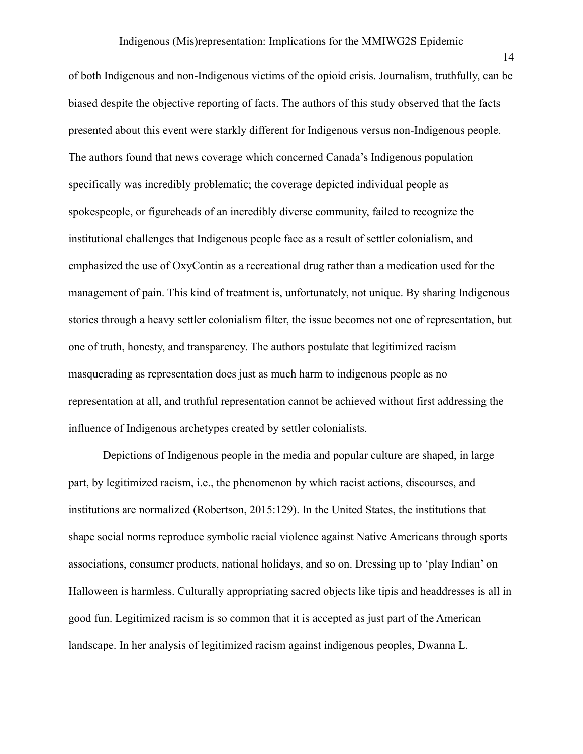of both Indigenous and non-Indigenous victims of the opioid crisis. Journalism, truthfully, can be biased despite the objective reporting of facts. The authors of this study observed that the facts presented about this event were starkly different for Indigenous versus non-Indigenous people. The authors found that news coverage which concerned Canada's Indigenous population specifically was incredibly problematic; the coverage depicted individual people as spokespeople, or figureheads of an incredibly diverse community, failed to recognize the institutional challenges that Indigenous people face as a result of settler colonialism, and emphasized the use of OxyContin as a recreational drug rather than a medication used for the management of pain. This kind of treatment is, unfortunately, not unique. By sharing Indigenous stories through a heavy settler colonialism filter, the issue becomes not one of representation, but one of truth, honesty, and transparency. The authors postulate that legitimized racism masquerading as representation does just as much harm to indigenous people as no representation at all, and truthful representation cannot be achieved without first addressing the influence of Indigenous archetypes created by settler colonialists.

Depictions of Indigenous people in the media and popular culture are shaped, in large part, by legitimized racism, i.e., the phenomenon by which racist actions, discourses, and institutions are normalized (Robertson, 2015:129). In the United States, the institutions that shape social norms reproduce symbolic racial violence against Native Americans through sports associations, consumer products, national holidays, and so on. Dressing up to 'play Indian' on Halloween is harmless. Culturally appropriating sacred objects like tipis and headdresses is all in good fun. Legitimized racism is so common that it is accepted as just part of the American landscape. In her analysis of legitimized racism against indigenous peoples, Dwanna L.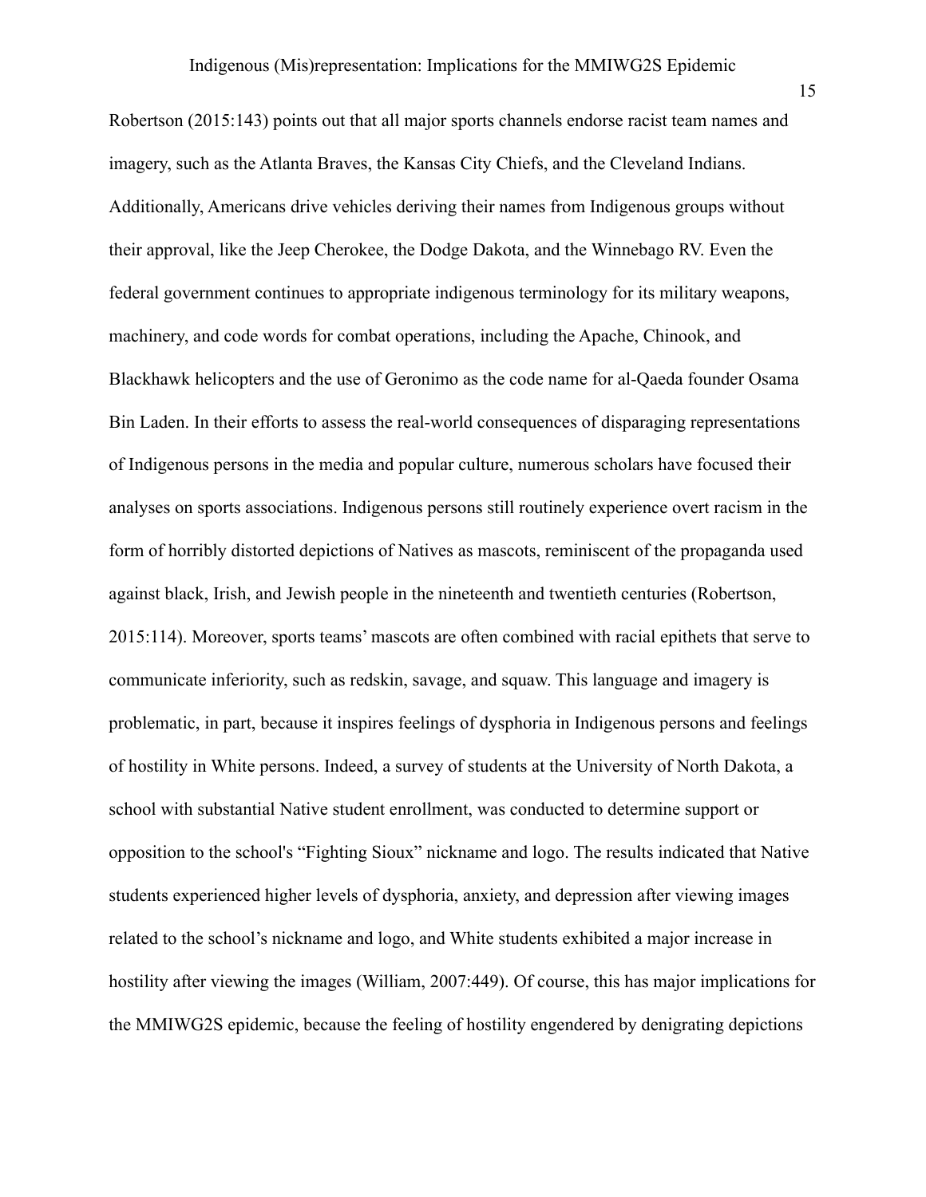Robertson (2015:143) points out that all major sports channels endorse racist team names and imagery, such as the Atlanta Braves, the Kansas City Chiefs, and the Cleveland Indians. Additionally, Americans drive vehicles deriving their names from Indigenous groups without their approval, like the Jeep Cherokee, the Dodge Dakota, and the Winnebago RV. Even the federal government continues to appropriate indigenous terminology for its military weapons, machinery, and code words for combat operations, including the Apache, Chinook, and Blackhawk helicopters and the use of Geronimo as the code name for al-Qaeda founder Osama Bin Laden. In their efforts to assess the real-world consequences of disparaging representations of Indigenous persons in the media and popular culture, numerous scholars have focused their analyses on sports associations. Indigenous persons still routinely experience overt racism in the form of horribly distorted depictions of Natives as mascots, reminiscent of the propaganda used against black, Irish, and Jewish people in the nineteenth and twentieth centuries (Robertson, 2015:114). Moreover, sports teams' mascots are often combined with racial epithets that serve to communicate inferiority, such as redskin, savage, and squaw. This language and imagery is problematic, in part, because it inspires feelings of dysphoria in Indigenous persons and feelings of hostility in White persons. Indeed, a survey of students at the University of North Dakota, a school with substantial Native student enrollment, was conducted to determine support or opposition to the school's "Fighting Sioux" nickname and logo. The results indicated that Native students experienced higher levels of dysphoria, anxiety, and depression after viewing images related to the school's nickname and logo, and White students exhibited a major increase in hostility after viewing the images (William, 2007:449). Of course, this has major implications for the MMIWG2S epidemic, because the feeling of hostility engendered by denigrating depictions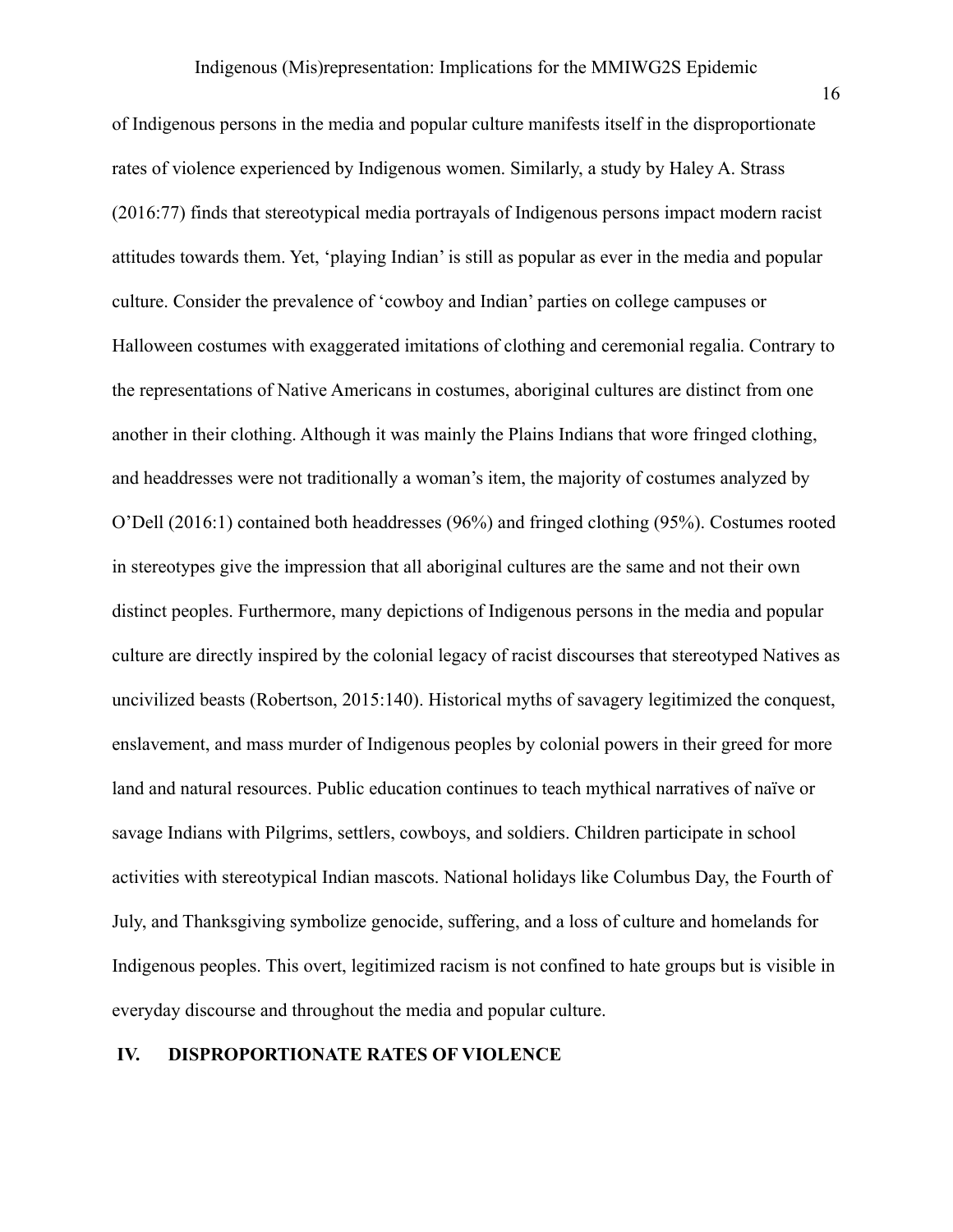of Indigenous persons in the media and popular culture manifests itself in the disproportionate rates of violence experienced by Indigenous women. Similarly, a study by Haley A. Strass (2016:77) finds that stereotypical media portrayals of Indigenous persons impact modern racist attitudes towards them. Yet, 'playing Indian' is still as popular as ever in the media and popular culture. Consider the prevalence of 'cowboy and Indian' parties on college campuses or Halloween costumes with exaggerated imitations of clothing and ceremonial regalia. Contrary to the representations of Native Americans in costumes, aboriginal cultures are distinct from one another in their clothing. Although it was mainly the Plains Indians that wore fringed clothing, and headdresses were not traditionally a woman's item, the majority of costumes analyzed by O'Dell (2016:1) contained both headdresses (96%) and fringed clothing (95%). Costumes rooted in stereotypes give the impression that all aboriginal cultures are the same and not their own distinct peoples. Furthermore, many depictions of Indigenous persons in the media and popular culture are directly inspired by the colonial legacy of racist discourses that stereotyped Natives as uncivilized beasts (Robertson, 2015:140). Historical myths of savagery legitimized the conquest, enslavement, and mass murder of Indigenous peoples by colonial powers in their greed for more land and natural resources. Public education continues to teach mythical narratives of naïve or savage Indians with Pilgrims, settlers, cowboys, and soldiers. Children participate in school activities with stereotypical Indian mascots. National holidays like Columbus Day, the Fourth of July, and Thanksgiving symbolize genocide, suffering, and a loss of culture and homelands for Indigenous peoples. This overt, legitimized racism is not confined to hate groups but is visible in everyday discourse and throughout the media and popular culture.

## IV. DISPROPORTIONATE RATES OF VIOLENCE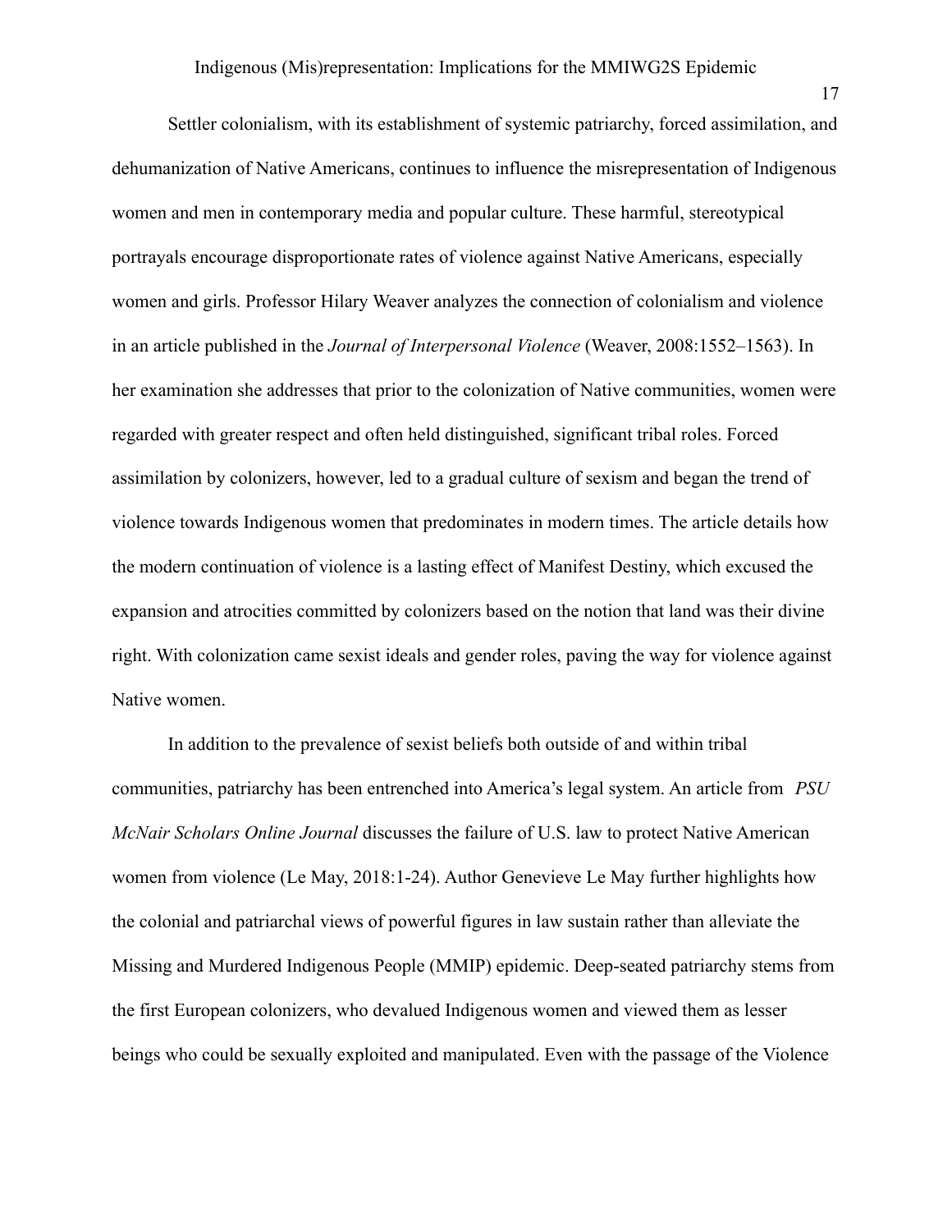Settler colonialism, with its establishment of systemic patriarchy, forced assimilation, and dehumanization of Native Americans, continues to influence the misrepresentation of Indigenous women and men in contemporary media and popular culture. These harmful, stereotypical portrayals encourage disproportionate rates of violence against Native Americans, especially women and girls. Professor Hilary Weaver analyzes the connection of colonialism and violence in an article published in the *Journal of Interpersonal Violence* (Weaver, 2008:1552–1563). In her examination she addresses that prior to the colonization of Native communities, women were regarded with greater respect and often held distinguished, significant tribal roles. Forced assimilation by colonizers, however, led to a gradual culture of sexism and began the trend of violence towards Indigenous women that predominates in modern times. The article details how the modern continuation of violence is a lasting effect of Manifest Destiny, which excused the expansion and atrocities committed by colonizers based on the notion that land was their divine right. With colonization came sexist ideals and gender roles, paving the way for violence against Native women.

In addition to the prevalence of sexist beliefs both outside of and within tribal communities, patriarchy has been entrenched into America's legal system. An article from *PSU McNair Scholars Online Journal* discusses the failure of U.S. law to protect Native American women from violence (Le May, 2018:1-24). Author Genevieve Le May further highlights how the colonial and patriarchal views of powerful figures in law sustain rather than alleviate the Missing and Murdered Indigenous People (MMIP) epidemic. Deep-seated patriarchy stems from the first European colonizers, who devalued Indigenous women and viewed them as lesser beings who could be sexually exploited and manipulated. Even with the passage of the Violence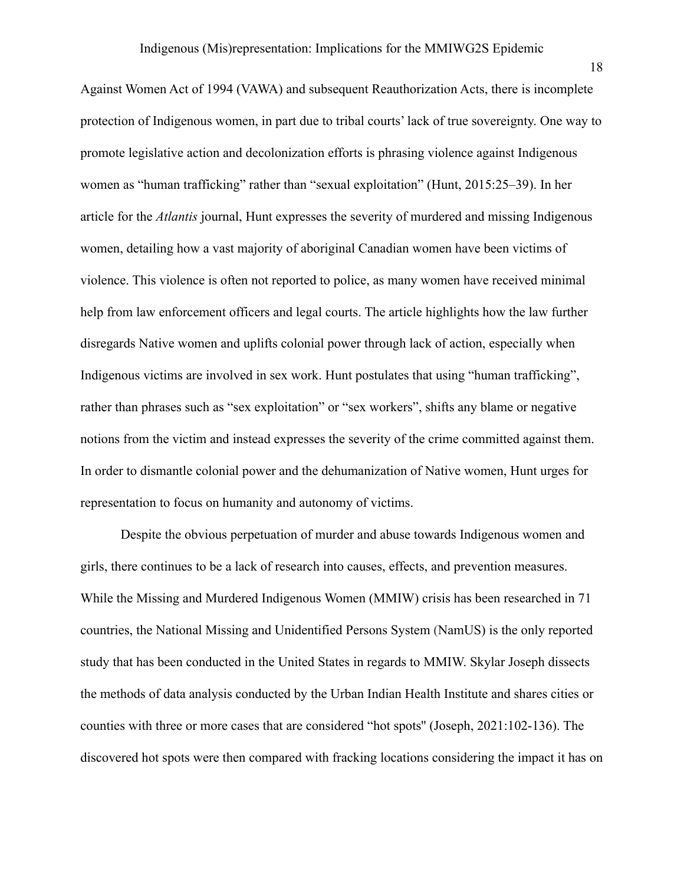Against Women Act of 1994 (VAWA) and subsequent Reauthorization Acts, there is incomplete protection of Indigenous women, in part due to tribal courts' lack of true sovereignty. One way to promote legislative action and decolonization efforts is phrasing violence against Indigenous women as "human trafficking" rather than "sexual exploitation" (Hunt, 2015:25–39). In her article for the *Atlantis* journal, Hunt expresses the severity of murdered and missing Indigenous women, detailing how a vast majority of aboriginal Canadian women have been victims of violence. This violence is often not reported to police, as many women have received minimal help from law enforcement officers and legal courts. The article highlights how the law further disregards Native women and uplifts colonial power through lack of action, especially when Indigenous victims are involved in sex work. Hunt postulates that using "human trafficking", rather than phrases such as "sex exploitation" or "sex workers", shifts any blame or negative notions from the victim and instead expresses the severity of the crime committed against them. In order to dismantle colonial power and the dehumanization of Native women, Hunt urges for representation to focus on humanity and autonomy of victims.

Despite the obvious perpetuation of murder and abuse towards Indigenous women and girls, there continues to be a lack of research into causes, effects, and prevention measures. While the Missing and Murdered Indigenous Women (MMIW) crisis has been researched in 71 countries, the National Missing and Unidentified Persons System (NamUS) is the only reported study that has been conducted in the United States in regards to MMIW. Skylar Joseph dissects the methods of data analysis conducted by the Urban Indian Health Institute and shares cities or counties with three or more cases that are considered "hot spots" (Joseph, 2021:102-136). The discovered hot spots were then compared with fracking locations considering the impact it has on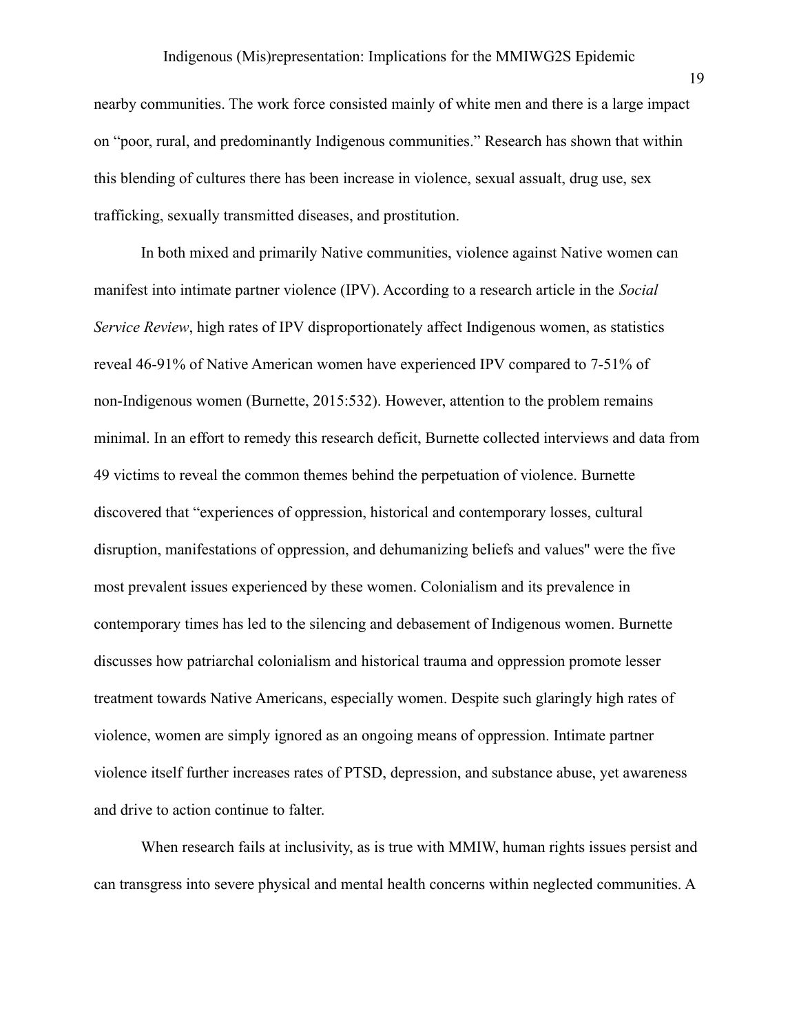nearby communities. The work force consisted mainly of white men and there is a large impact on "poor, rural, and predominantly Indigenous communities." Research has shown that within this blending of cultures there has been increase in violence, sexual assualt, drug use, sex trafficking, sexually transmitted diseases, and prostitution.

In both mixed and primarily Native communities, violence against Native women can manifest into intimate partner violence (IPV). According to a research article in the *Social Service Review*, high rates of IPV disproportionately affect Indigenous women, as statistics reveal 46-91% of Native American women have experienced IPV compared to 7-51% of non-Indigenous women (Burnette, 2015:532). However, attention to the problem remains minimal. In an effort to remedy this research deficit, Burnette collected interviews and data from 49 victims to reveal the common themes behind the perpetuation of violence. Burnette discovered that "experiences of oppression, historical and contemporary losses, cultural disruption, manifestations of oppression, and dehumanizing beliefs and values" were the five most prevalent issues experienced by these women. Colonialism and its prevalence in contemporary times has led to the silencing and debasement of Indigenous women. Burnette discusses how patriarchal colonialism and historical trauma and oppression promote lesser treatment towards Native Americans, especially women. Despite such glaringly high rates of violence, women are simply ignored as an ongoing means of oppression. Intimate partner violence itself further increases rates of PTSD, depression, and substance abuse, yet awareness and drive to action continue to falter.

When research fails at inclusivity, as is true with MMIW, human rights issues persist and can transgress into severe physical and mental health concerns within neglected communities. A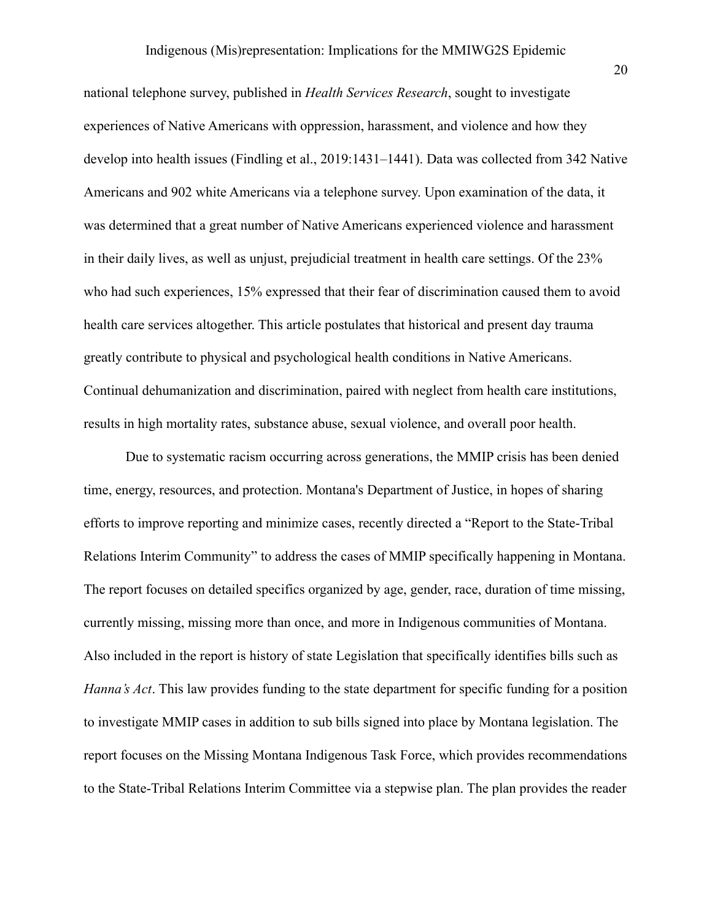national telephone survey, published in *Health Services Research*, sought to investigate experiences of Native Americans with oppression, harassment, and violence and how they develop into health issues (Findling et al., 2019:1431–1441). Data was collected from 342 Native Americans and 902 white Americans via a telephone survey. Upon examination of the data, it was determined that a great number of Native Americans experienced violence and harassment in their daily lives, as well as unjust, prejudicial treatment in health care settings. Of the 23% who had such experiences, 15% expressed that their fear of discrimination caused them to avoid health care services altogether. This article postulates that historical and present day trauma greatly contribute to physical and psychological health conditions in Native Americans. Continual dehumanization and discrimination, paired with neglect from health care institutions, results in high mortality rates, substance abuse, sexual violence, and overall poor health.

Due to systematic racism occurring across generations, the MMIP crisis has been denied time, energy, resources, and protection. Montana's Department of Justice, in hopes of sharing efforts to improve reporting and minimize cases, recently directed a "Report to the State-Tribal Relations Interim Community" to address the cases of MMIP specifically happening in Montana. The report focuses on detailed specifics organized by age, gender, race, duration of time missing, currently missing, missing more than once, and more in Indigenous communities of Montana. Also included in the report is history of state Legislation that specifically identifies bills such as *Hanna's Act*. This law provides funding to the state department for specific funding for a position to investigate MMIP cases in addition to sub bills signed into place by Montana legislation. The report focuses on the Missing Montana Indigenous Task Force, which provides recommendations to the State-Tribal Relations Interim Committee via a stepwise plan. The plan provides the reader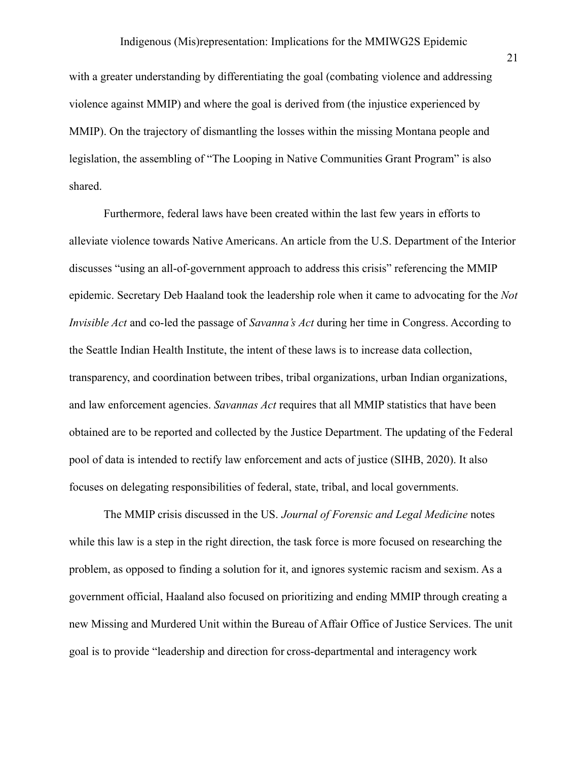with a greater understanding by differentiating the goal (combating violence and addressing violence against MMIP) and where the goal is derived from (the injustice experienced by MMIP). On the trajectory of dismantling the losses within the missing Montana people and legislation, the assembling of "The Looping in Native Communities Grant Program" is also shared.

Furthermore, federal laws have been created within the last few years in efforts to alleviate violence towards Native Americans. An article from the U.S. Department of the Interior discusses "using an all-of-government approach to address this crisis" referencing the MMIP epidemic. Secretary Deb Haaland took the leadership role when it came to advocating for the *Not Invisible Act* and co-led the passage of *Savanna's Act* during her time in Congress. According to the Seattle Indian Health Institute, the intent of these laws is to increase data collection, transparency, and coordination between tribes, tribal organizations, urban Indian organizations, and law enforcement agencies. *Savannas Act* requires that all MMIP statistics that have been obtained are to be reported and collected by the Justice Department. The updating of the Federal pool of data is intended to rectify law enforcement and acts of justice (SIHB, 2020). It also focuses on delegating responsibilities of federal, state, tribal, and local governments.

The MMIP crisis discussed in the US. *Journal of Forensic and Legal Medicine* notes while this law is a step in the right direction, the task force is more focused on researching the problem, as opposed to finding a solution for it, and ignores systemic racism and sexism. As a government official, Haaland also focused on prioritizing and ending MMIP through creating a new Missing and Murdered Unit within the Bureau of Affair Office of Justice Services. The unit goal is to provide "leadership and direction for cross-departmental and interagency work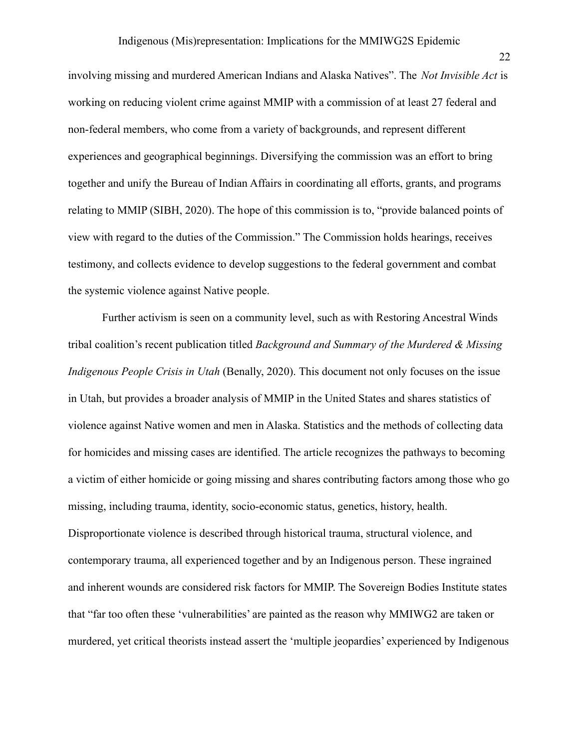involving missing and murdered American Indians and Alaska Natives". The *Not Invisible Act* is working on reducing violent crime against MMIP with a commission of at least 27 federal and non-federal members, who come from a variety of backgrounds, and represent different experiences and geographical beginnings. Diversifying the commission was an effort to bring together and unify the Bureau of Indian Affairs in coordinating all efforts, grants, and programs relating to MMIP (SIBH, 2020). The hope of this commission is to, "provide balanced points of view with regard to the duties of the Commission." The Commission holds hearings, receives testimony, and collects evidence to develop suggestions to the federal government and combat the systemic violence against Native people.

Further activism is seen on a community level, such as with Restoring Ancestral Winds tribal coalition's recent publication titled *Background and Summary of the Murdered & Missing Indigenous People Crisis in Utah* (Benally, 2020). This document not only focuses on the issue in Utah, but provides a broader analysis of MMIP in the United States and shares statistics of violence against Native women and men in Alaska. Statistics and the methods of collecting data for homicides and missing cases are identified. The article recognizes the pathways to becoming a victim of either homicide or going missing and shares contributing factors among those who go missing, including trauma, identity, socio-economic status, genetics, history, health. Disproportionate violence is described through historical trauma, structural violence, and contemporary trauma, all experienced together and by an Indigenous person. These ingrained and inherent wounds are considered risk factors for MMIP. The Sovereign Bodies Institute states that "far too often these 'vulnerabilities' are painted as the reason why MMIWG2 are taken or murdered, yet critical theorists instead assert the 'multiple jeopardies' experienced by Indigenous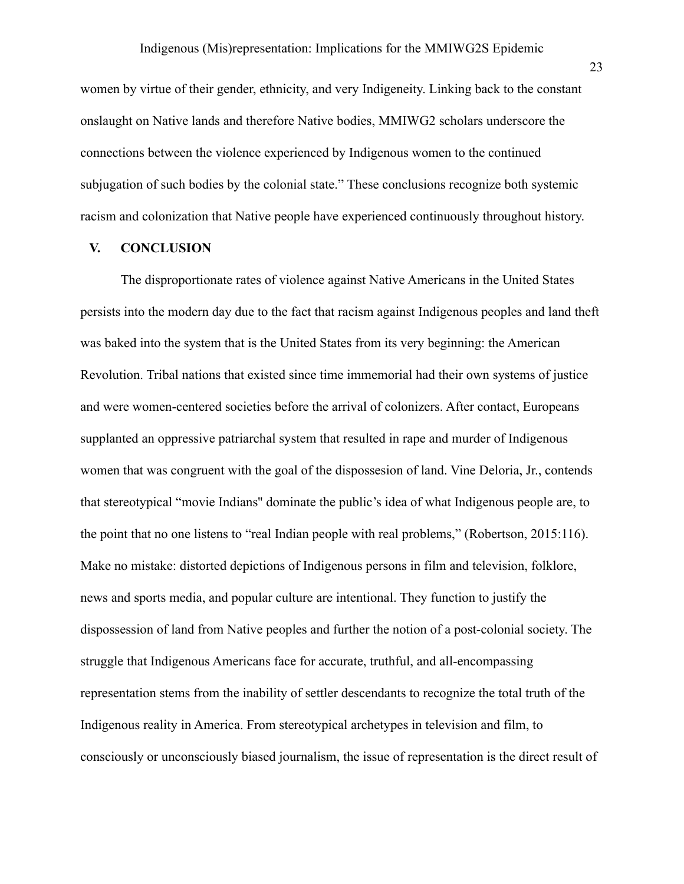women by virtue of their gender, ethnicity, and very Indigeneity. Linking back to the constant onslaught on Native lands and therefore Native bodies, MMIWG2 scholars underscore the connections between the violence experienced by Indigenous women to the continued subjugation of such bodies by the colonial state." These conclusions recognize both systemic racism and colonization that Native people have experienced continuously throughout history.

## V. CONCLUSION

The disproportionate rates of violence against Native Americans in the United States persists into the modern day due to the fact that racism against Indigenous peoples and land theft was baked into the system that is the United States from its very beginning: the American Revolution. Tribal nations that existed since time immemorial had their own systems of justice and were women-centered societies before the arrival of colonizers. After contact, Europeans supplanted an oppressive patriarchal system that resulted in rape and murder of Indigenous women that was congruent with the goal of the dispossesion of land. Vine Deloria, Jr., contends that stereotypical "movie Indians" dominate the public's idea of what Indigenous people are, to the point that no one listens to "real Indian people with real problems," (Robertson, 2015:116). Make no mistake: distorted depictions of Indigenous persons in film and television, folklore, news and sports media, and popular culture are intentional. They function to justify the dispossession of land from Native peoples and further the notion of a post-colonial society. The struggle that Indigenous Americans face for accurate, truthful, and all-encompassing representation stems from the inability of settler descendants to recognize the total truth of the Indigenous reality in America. From stereotypical archetypes in television and film, to consciously or unconsciously biased journalism, the issue of representation is the direct result of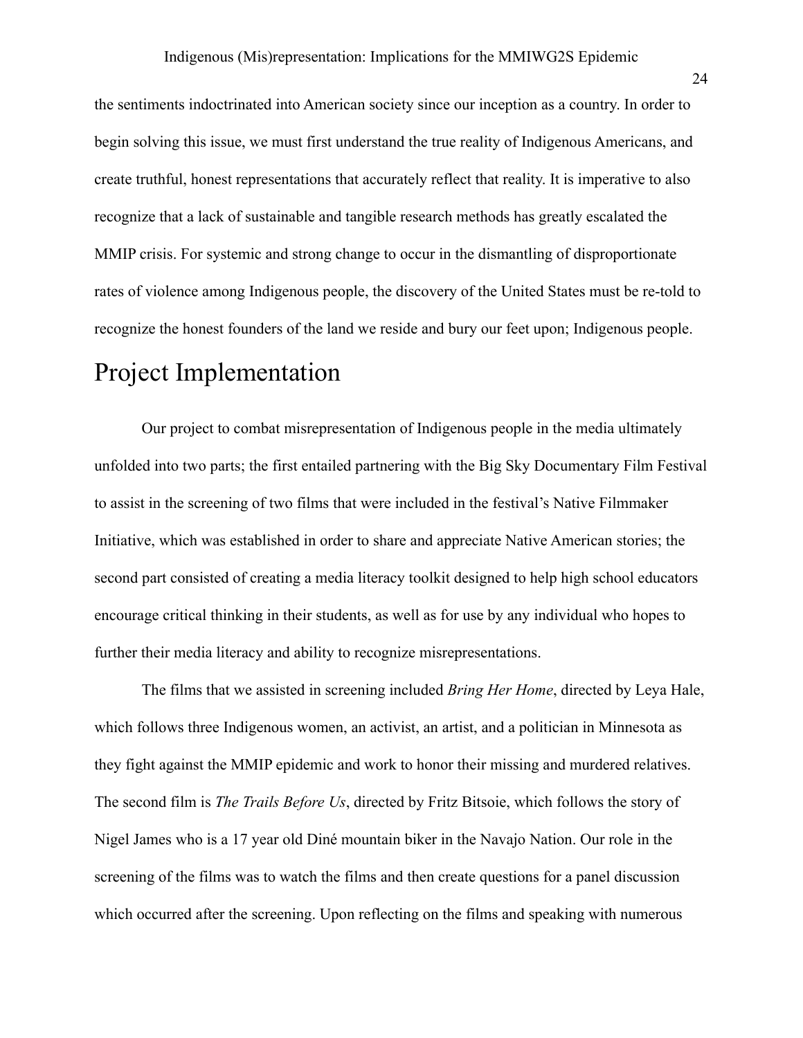the sentiments indoctrinated into American society since our inception as a country. In order to begin solving this issue, we must first understand the true reality of Indigenous Americans, and create truthful, honest representations that accurately reflect that reality. It is imperative to also recognize that a lack of sustainable and tangible research methods has greatly escalated the MMIP crisis. For systemic and strong change to occur in the dismantling of disproportionate rates of violence among Indigenous people, the discovery of the United States must be re-told to recognize the honest founders of the land we reside and bury our feet upon; Indigenous people.

# Project Implementation

Our project to combat misrepresentation of Indigenous people in the media ultimately unfolded into two parts; the first entailed partnering with the Big Sky Documentary Film Festival to assist in the screening of two films that were included in the festival's Native Filmmaker Initiative, which was established in order to share and appreciate Native American stories; the second part consisted of creating a media literacy toolkit designed to help high school educators encourage critical thinking in their students, as well as for use by any individual who hopes to further their media literacy and ability to recognize misrepresentations.

The films that we assisted in screening included *Bring Her Home*, directed by Leya Hale, which follows three Indigenous women, an activist, an artist, and a politician in Minnesota as they fight against the MMIP epidemic and work to honor their missing and murdered relatives. The second film is *The Trails Before Us*, directed by Fritz Bitsoie, which follows the story of Nigel James who is a 17 year old Diné mountain biker in the Navajo Nation. Our role in the screening of the films was to watch the films and then create questions for a panel discussion which occurred after the screening. Upon reflecting on the films and speaking with numerous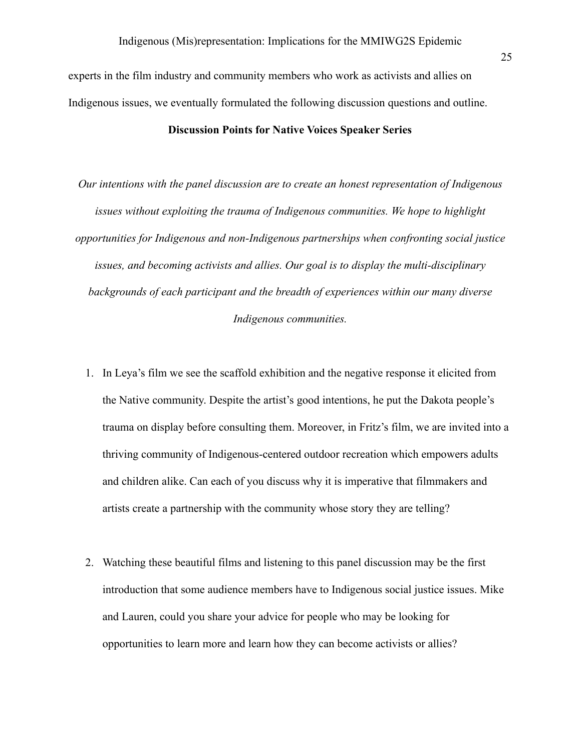experts in the film industry and community members who work as activists and allies on Indigenous issues, we eventually formulated the following discussion questions and outline.

**Discussion Points for Native Voices Speaker Series**

*Our intentions with the panel discussion are to create an honest representation of Indigenous issues without exploiting the trauma of Indigenous communities. We hope to highlight opportunities for Indigenous and non-Indigenous partnerships when confronting social justice issues, and becoming activists and allies. Our goal is to display the multi-disciplinary backgrounds of each participant and the breadth of experiences within our many diverse Indigenous communities.*

1. In Leya's film we see the scaffold exhibition and the negative response it elicited from the Native community. Despite the artist's good intentions, he put the Dakota people's trauma on display before consulting them. Moreover, in Fritz's film, we are invited into a thriving community of Indigenous-centered outdoor recreation which empowers adults and children alike. Can each of you discuss why it is imperative that filmmakers and artists create a partnership with the community whose story they are telling?

2. Watching these beautiful films and listening to this panel discussion may be the first introduction that some audience members have to Indigenous social justice issues. Mike and Lauren, could you share your advice for people who may be looking for opportunities to learn more and learn how they can become activists or allies?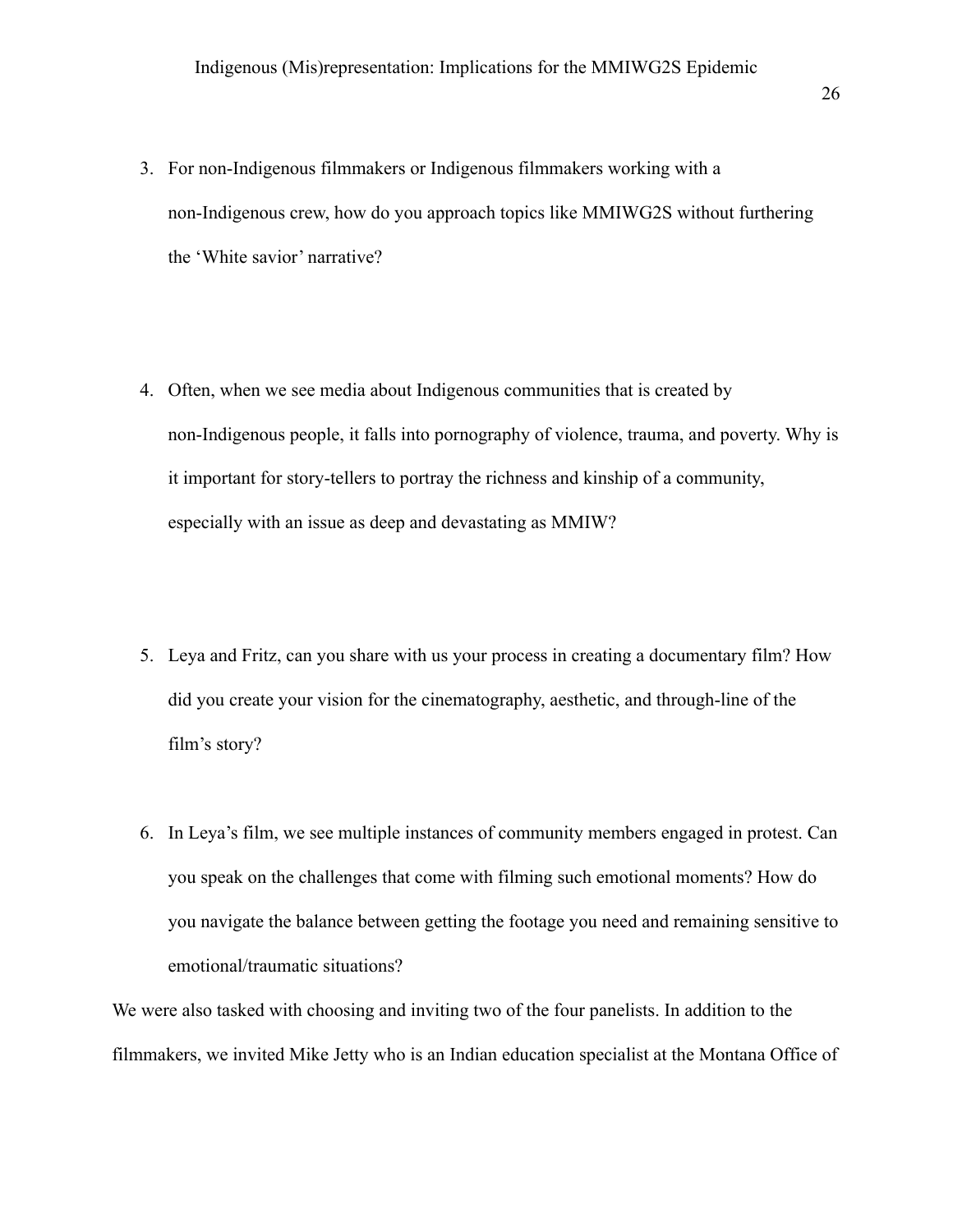3. For non-Indigenous filmmakers or Indigenous filmmakers working with a non-Indigenous crew, how do you approach topics like MMIWG2S without furthering the 'White savior' narrative?

4. Often, when we see media about Indigenous communities that is created by non-Indigenous people, it falls into pornography of violence, trauma, and poverty. Why is it important for story-tellers to portray the richness and kinship of a community, especially with an issue as deep and devastating as MMIW?

5. Leya and Fritz, can you share with us your process in creating a documentary film? How did you create your vision for the cinematography, aesthetic, and through-line of the film's story?

6. In Leya's film, we see multiple instances of community members engaged in protest. Can you speak on the challenges that come with filming such emotional moments? How do you navigate the balance between getting the footage you need and remaining sensitive to emotional/traumatic situations?

We were also tasked with choosing and inviting two of the four panelists. In addition to the filmmakers, we invited Mike Jetty who is an Indian education specialist at the Montana Office of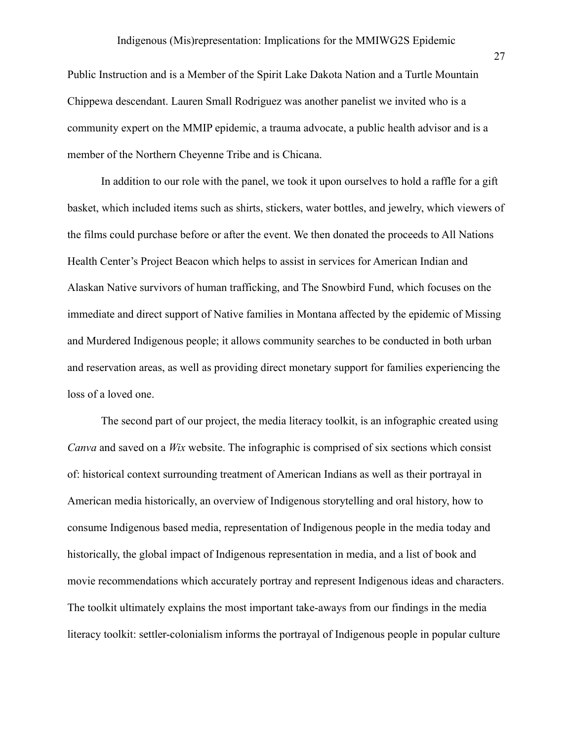Public Instruction and is a Member of the Spirit Lake Dakota Nation and a Turtle Mountain Chippewa descendant. Lauren Small Rodriguez was another panelist we invited who is a community expert on the MMIP epidemic, a trauma advocate, a public health advisor and is a member of the Northern Cheyenne Tribe and is Chicana.

In addition to our role with the panel, we took it upon ourselves to hold a raffle for a gift basket, which included items such as shirts, stickers, water bottles, and jewelry, which viewers of the films could purchase before or after the event. We then donated the proceeds to All Nations Health Center's Project Beacon which helps to assist in services for American Indian and Alaskan Native survivors of human trafficking, and The Snowbird Fund, which focuses on the immediate and direct support of Native families in Montana affected by the epidemic of Missing and Murdered Indigenous people; it allows community searches to be conducted in both urban and reservation areas, as well as providing direct monetary support for families experiencing the loss of a loved one.

The second part of our project, the media literacy toolkit, is an infographic created using *Canva* and saved on a *Wix* website. The infographic is comprised of six sections which consist of: historical context surrounding treatment of American Indians as well as their portrayal in American media historically, an overview of Indigenous storytelling and oral history, how to consume Indigenous based media, representation of Indigenous people in the media today and historically, the global impact of Indigenous representation in media, and a list of book and movie recommendations which accurately portray and represent Indigenous ideas and characters. The toolkit ultimately explains the most important take-aways from our findings in the media literacy toolkit: settler-colonialism informs the portrayal of Indigenous people in popular culture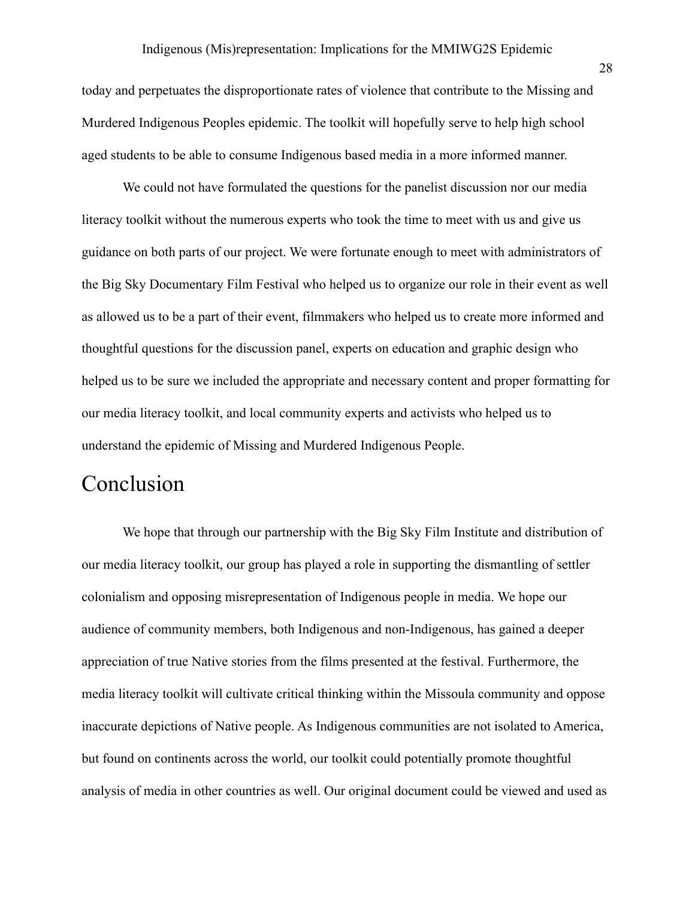today and perpetuates the disproportionate rates of violence that contribute to the Missing and Murdered Indigenous Peoples epidemic. The toolkit will hopefully serve to help high school aged students to be able to consume Indigenous based media in a more informed manner.

We could not have formulated the questions for the panelist discussion nor our media literacy toolkit without the numerous experts who took the time to meet with us and give us guidance on both parts of our project. We were fortunate enough to meet with administrators of the Big Sky Documentary Film Festival who helped us to organize our role in their event as well as allowed us to be a part of their event, filmmakers who helped us to create more informed and thoughtful questions for the discussion panel, experts on education and graphic design who helped us to be sure we included the appropriate and necessary content and proper formatting for our media literacy toolkit, and local community experts and activists who helped us to understand the epidemic of Missing and Murdered Indigenous People.

# Conclusion

We hope that through our partnership with the Big Sky Film Institute and distribution of our media literacy toolkit, our group has played a role in supporting the dismantling of settler colonialism and opposing misrepresentation of Indigenous people in media. We hope our audience of community members, both Indigenous and non-Indigenous, has gained a deeper appreciation of true Native stories from the films presented at the festival. Furthermore, the media literacy toolkit will cultivate critical thinking within the Missoula community and oppose inaccurate depictions of Native people. As Indigenous communities are not isolated to America, but found on continents across the world, our toolkit could potentially promote thoughtful analysis of media in other countries as well. Our original document could be viewed and used as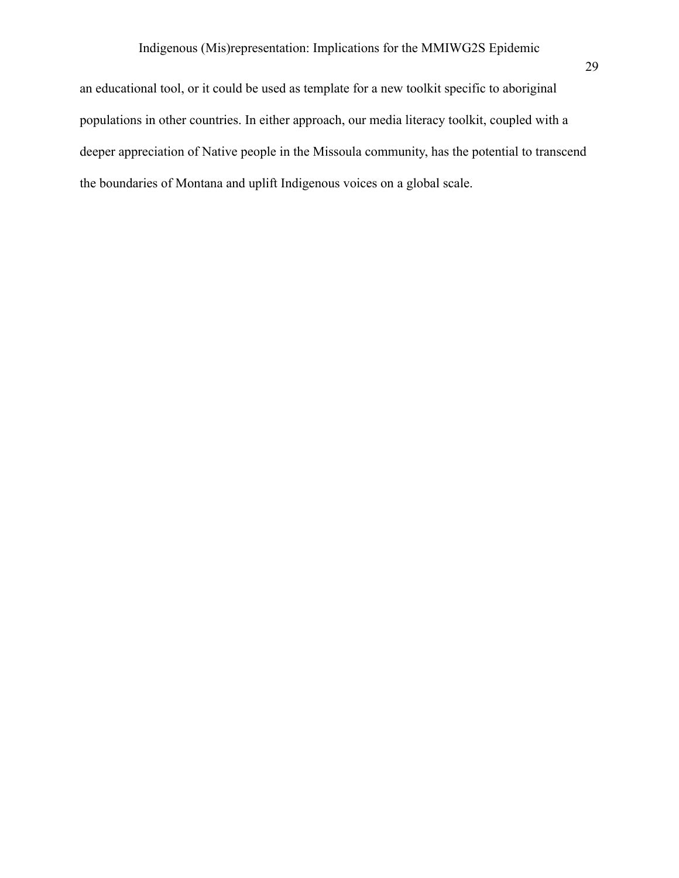an educational tool, or it could be used as template for a new toolkit specific to aboriginal populations in other countries. In either approach, our media literacy toolkit, coupled with a deeper appreciation of Native people in the Missoula community, has the potential to transcend the boundaries of Montana and uplift Indigenous voices on a global scale.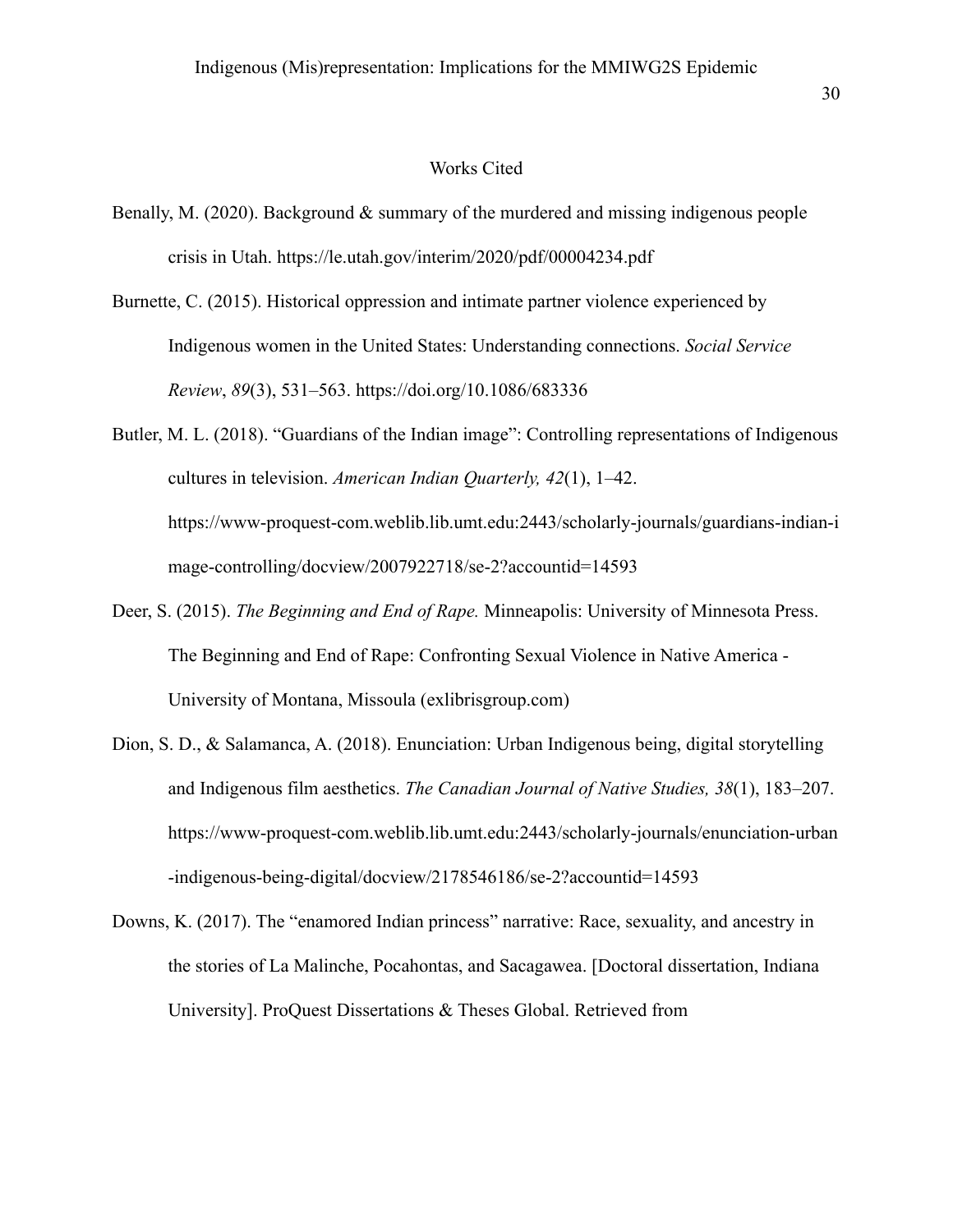## Works Cited

Benally, M. (2020). Background & summary of the murdered and missing indigenous people crisis in Utah. https://le.utah.gov/interim/2020/pdf/00004234.pdf

Burnette, C. (2015). Historical oppression and intimate partner violence experienced by Indigenous women in the United States: Understanding connections. *Social Service Review*, *89*(3), 531–563. https://doi.org/10.1086/683336

Butler, M. L. (2018). "Guardians of the Indian image": Controlling representations of Indigenous cultures in television. *American Indian Quarterly, 42*(1), 1–42. https://www-proquest-com.weblib.lib.umt.edu:2443/scholarly-journals/guardians-indian-image-controlling/docview/2007922718/se-2?accountid=14593

Deer, S. (2015). *The Beginning and End of Rape.* Minneapolis: University of Minnesota Press. The Beginning and End of Rape: Confronting Sexual Violence in Native America - University of Montana, Missoula (exlibrisgroup.com)

Dion, S. D., & Salamanca, A. (2018). Enunciation: Urban Indigenous being, digital storytelling and Indigenous film aesthetics. *The Canadian Journal of Native Studies, 38*(1), 183–207. https://www-proquest-com.weblib.lib.umt.edu:2443/scholarly-journals/enunciation-urban-indigenous-being-digital/docview/2178546186/se-2?accountid=14593

Downs, K. (2017). The "enamored Indian princess" narrative: Race, sexuality, and ancestry in the stories of La Malinche, Pocahontas, and Sacagawea. [Doctoral dissertation, Indiana University]. ProQuest Dissertations & Theses Global. Retrieved from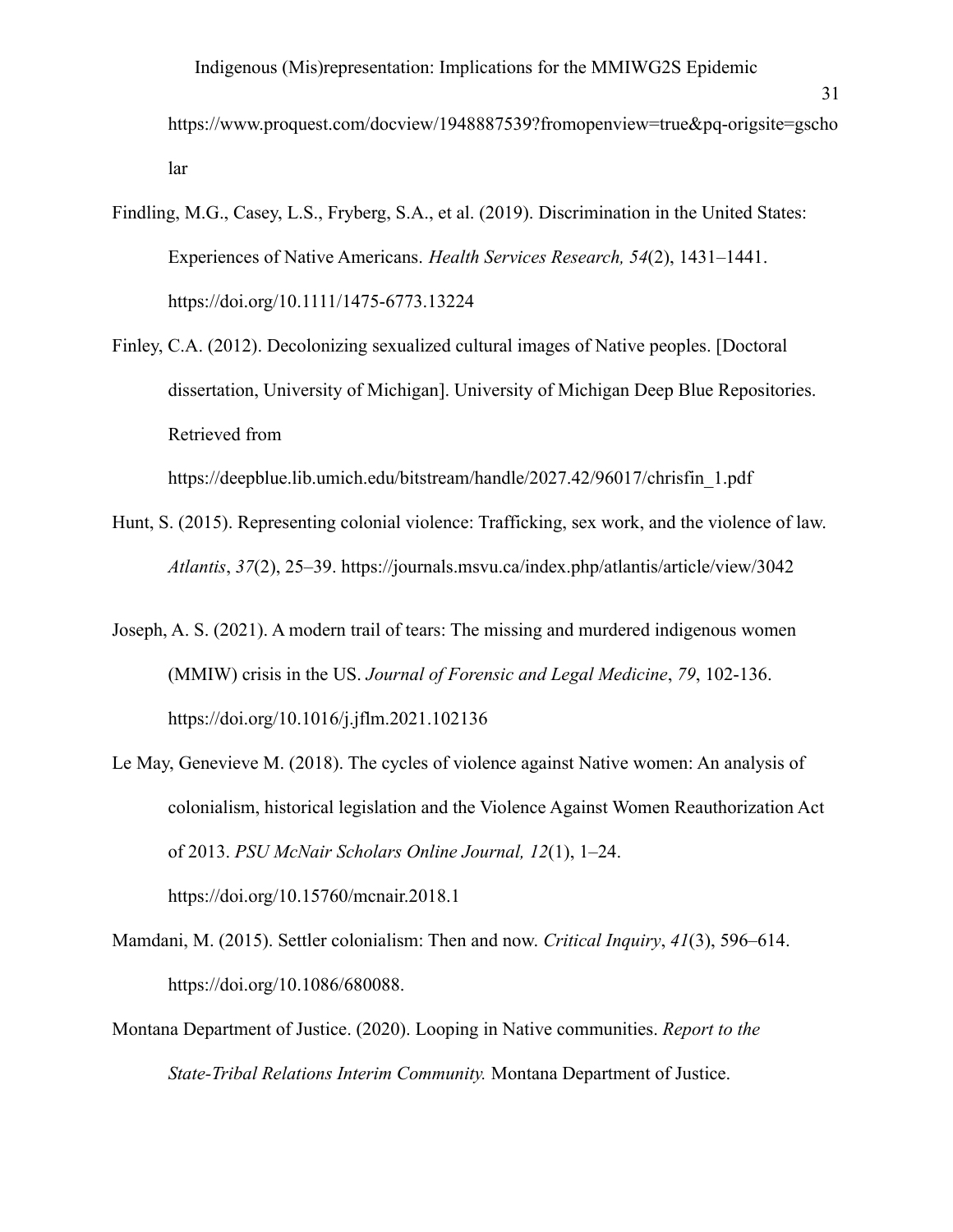https://www.proquest.com/docview/1948887539?fromopenview=true&pq-origsite=gscholar

Findling, M.G., Casey, L.S., Fryberg, S.A., et al. (2019). Discrimination in the United States: Experiences of Native Americans. *Health Services Research, 54*(2), 1431–1441. https://doi.org/10.1111/1475-6773.13224

Finley, C.A. (2012). Decolonizing sexualized cultural images of Native peoples. [Doctoral dissertation, University of Michigan]. University of Michigan Deep Blue Repositories. Retrieved from https://deepblue.lib.umich.edu/bitstream/handle/2027.42/96017/chrisfin_1.pdf

Hunt, S. (2015). Representing colonial violence: Trafficking, sex work, and the violence of law. *Atlantis*, *37*(2), 25–39. https://journals.msvu.ca/index.php/atlantis/article/view/3042

Joseph, A. S. (2021). A modern trail of tears: The missing and murdered indigenous women (MMIW) crisis in the US. *Journal of Forensic and Legal Medicine*, *79*, 102-136. https://doi.org/10.1016/j.jflm.2021.102136

Le May, Genevieve M. (2018). The cycles of violence against Native women: An analysis of colonialism, historical legislation and the Violence Against Women Reauthorization Act of 2013. *PSU McNair Scholars Online Journal, 12*(1), 1–24. https://doi.org/10.15760/mcnair.2018.1

Mamdani, M. (2015). Settler colonialism: Then and now. *Critical Inquiry*, *41*(3), 596–614. https://doi.org/10.1086/680088.

Montana Department of Justice. (2020). Looping in Native communities. *Report to the State-Tribal Relations Interim Community.* Montana Department of Justice.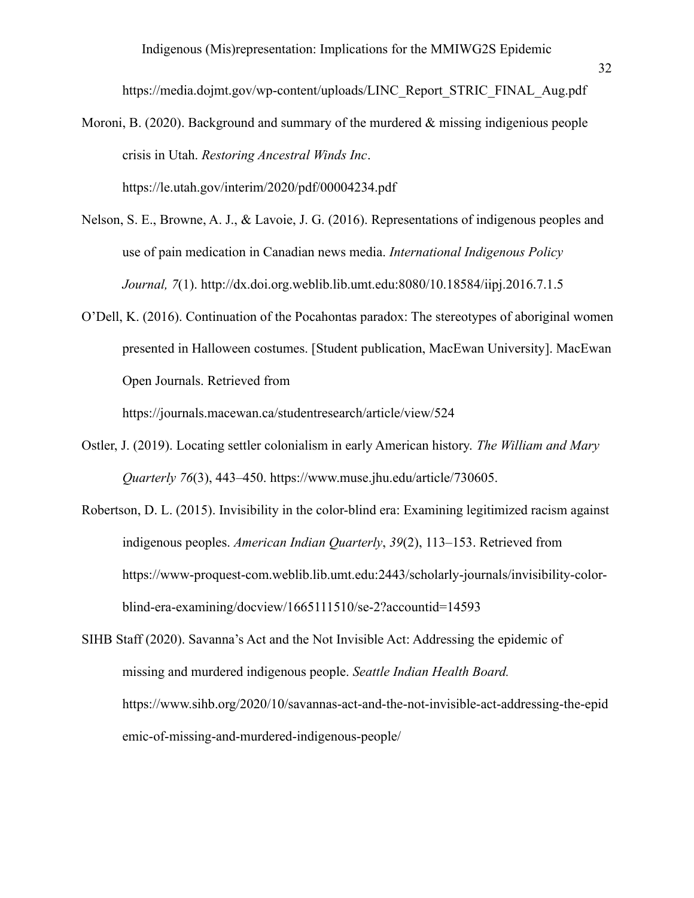https://media.dojmt.gov/wp-content/uploads/LINC_Report_STRIC_FINAL_Aug.pdf

Moroni, B. (2020). Background and summary of the murdered & missing indigenious people crisis in Utah. *Restoring Ancestral Winds Inc*. https://le.utah.gov/interim/2020/pdf/00004234.pdf

Nelson, S. E., Browne, A. J., & Lavoie, J. G. (2016). Representations of indigenous peoples and use of pain medication in Canadian news media. *International Indigenous Policy Journal, 7*(1). http://dx.doi.org.weblib.lib.umt.edu:8080/10.18584/iipj.2016.7.1.5

O'Dell, K. (2016). Continuation of the Pocahontas paradox: The stereotypes of aboriginal women presented in Halloween costumes. [Student publication, MacEwan University]. MacEwan Open Journals. Retrieved from https://journals.macewan.ca/studentresearch/article/view/524

Ostler, J. (2019). Locating settler colonialism in early American history. *The William and Mary Quarterly 76*(3), 443–450. https://www.muse.jhu.edu/article/730605.

Robertson, D. L. (2015). Invisibility in the color-blind era: Examining legitimized racism against indigenous peoples. *American Indian Quarterly*, *39*(2), 113–153. Retrieved from https://www-proquest-com.weblib.lib.umt.edu:2443/scholarly-journals/invisibility-color-blind-era-examining/docview/1665111510/se-2?accountid=14593

SIHB Staff (2020). Savanna's Act and the Not Invisible Act: Addressing the epidemic of missing and murdered indigenous people. *Seattle Indian Health Board.* https://www.sihb.org/2020/10/savannas-act-and-the-not-invisible-act-addressing-the-epidemic-of-missing-and-murdered-indigenous-people/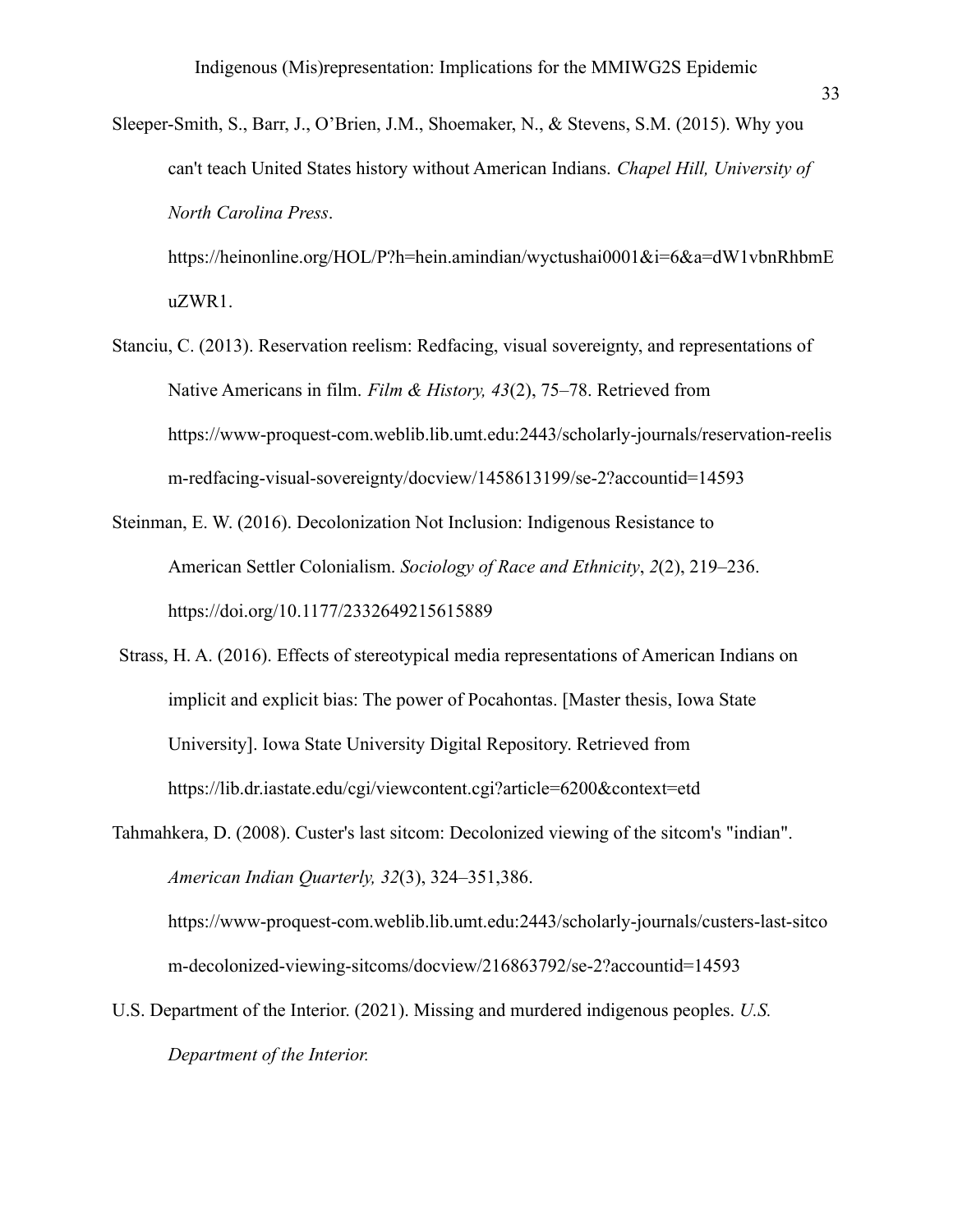Sleeper-Smith, S., Barr, J., O'Brien, J.M., Shoemaker, N., & Stevens, S.M. (2015). Why you can't teach United States history without American Indians. *Chapel Hill, University of North Carolina Press*. https://heinonline.org/HOL/P?h=hein.amindian/wyctushai0001&i=6&a=dW1vbnRhbmEuZWR1.

Stanciu, C. (2013). Reservation reelism: Redfacing, visual sovereignty, and representations of Native Americans in film. *Film & History, 43*(2), 75–78. Retrieved from https://www-proquest-com.weblib.lib.umt.edu:2443/scholarly-journals/reservation-reelism-redfacing-visual-sovereignty/docview/1458613199/se-2?accountid=14593

Steinman, E. W. (2016). Decolonization Not Inclusion: Indigenous Resistance to American Settler Colonialism. *Sociology of Race and Ethnicity*, *2*(2), 219–236. https://doi.org/10.1177/2332649215615889

Strass, H. A. (2016). Effects of stereotypical media representations of American Indians on implicit and explicit bias: The power of Pocahontas. [Master thesis, Iowa State University]. Iowa State University Digital Repository. Retrieved from https://lib.dr.iastate.edu/cgi/viewcontent.cgi?article=6200&context=etd

Tahmahkera, D. (2008). Custer's last sitcom: Decolonized viewing of the sitcom's "indian". *American Indian Quarterly, 32*(3), 324–351,386. https://www-proquest-com.weblib.lib.umt.edu:2443/scholarly-journals/custers-last-sitcom-decolonized-viewing-sitcoms/docview/216863792/se-2?accountid=14593

U.S. Department of the Interior. (2021). Missing and murdered indigenous peoples. *U.S. Department of the Interior.*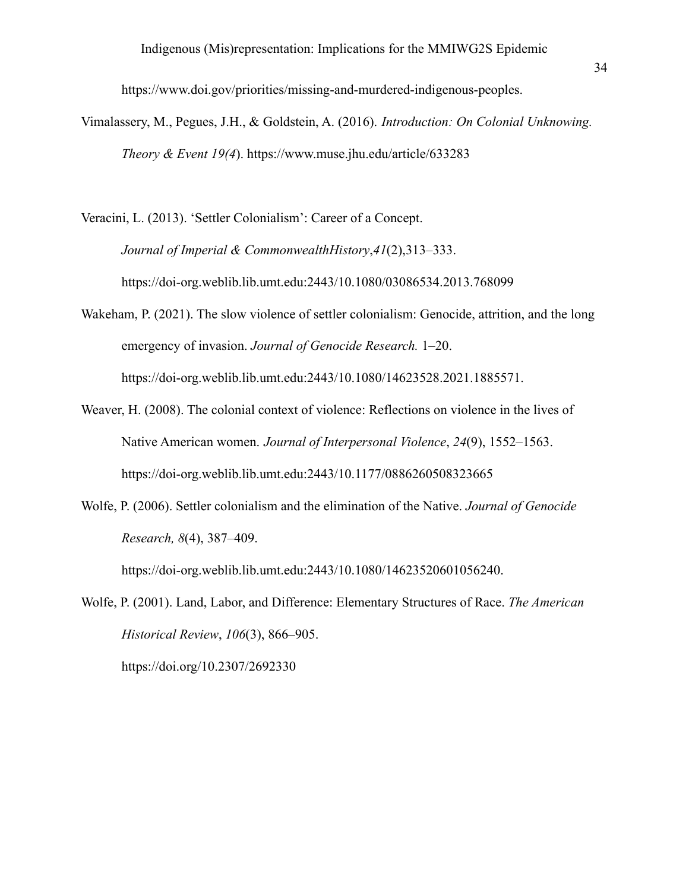https://www.doi.gov/priorities/missing-and-murdered-indigenous-peoples.

Vimalassery, M., Pegues, J.H., & Goldstein, A. (2016). *Introduction: On Colonial Unknowing. Theory & Event 19(4*). https://www.muse.jhu.edu/article/633283

Veracini, L. (2013). 'Settler Colonialism': Career of a Concept. *Journal of Imperial & CommonwealthHistory*,*41*(2),313–333. https://doi-org.weblib.lib.umt.edu:2443/10.1080/03086534.2013.768099

Wakeham, P. (2021). The slow violence of settler colonialism: Genocide, attrition, and the long emergency of invasion. *Journal of Genocide Research.* 1–20. https://doi-org.weblib.lib.umt.edu:2443/10.1080/14623528.2021.1885571.

Weaver, H. (2008). The colonial context of violence: Reflections on violence in the lives of Native American women. *Journal of Interpersonal Violence*, *24*(9), 1552–1563. https://doi-org.weblib.lib.umt.edu:2443/10.1177/0886260508323665

Wolfe, P. (2006). Settler colonialism and the elimination of the Native. *Journal of Genocide Research, 8*(4), 387–409. https://doi-org.weblib.lib.umt.edu:2443/10.1080/14623520601056240.

Wolfe, P. (2001). Land, Labor, and Difference: Elementary Structures of Race. *The American Historical Review*, *106*(3), 866–905. https://doi.org/10.2307/2692330